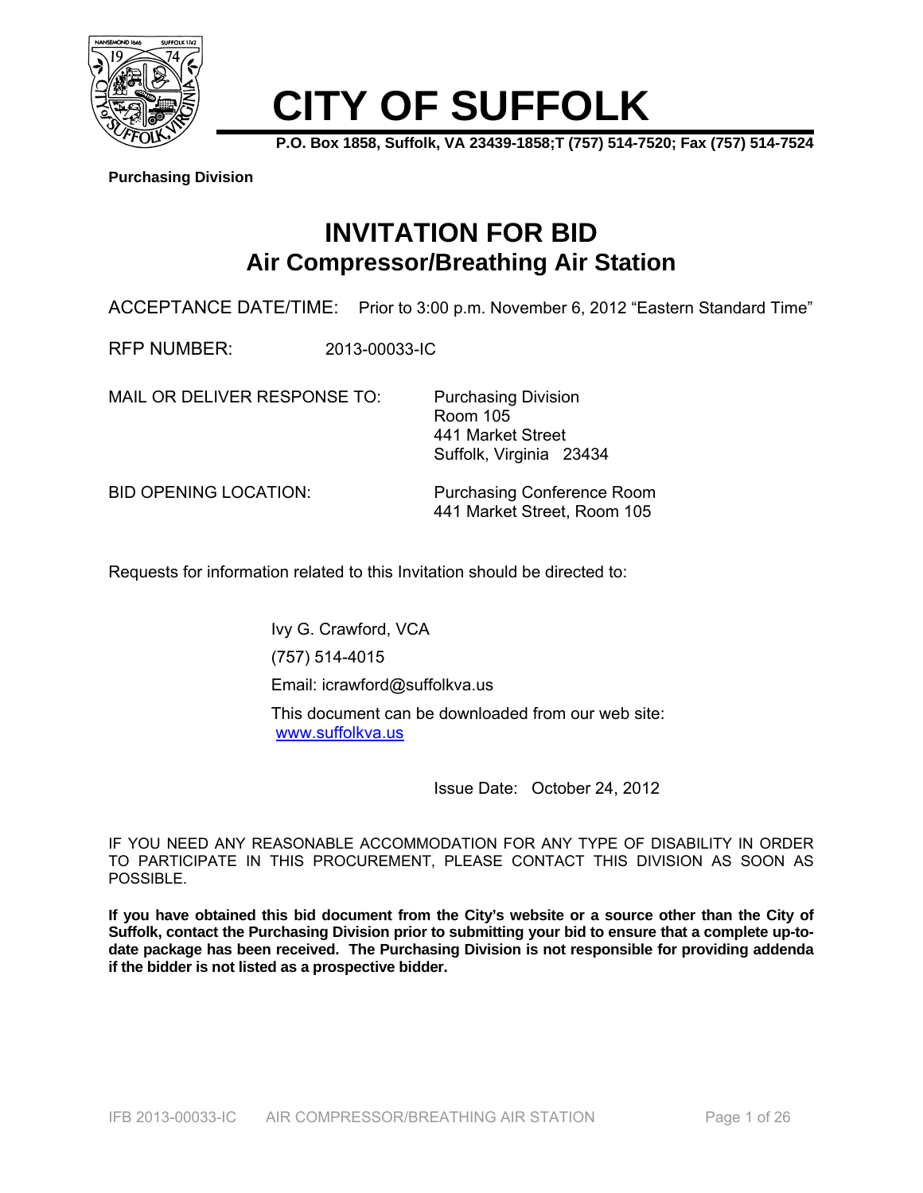# CITY OF SUFFOLK

**P.O. Box 1858, Suffolk, VA 23439-1858;T (757) 514-7520; Fax (757) 514-7524**

**Purchasing Division**

## INVITATION FOR BID
## Air Compressor/Breathing Air Station

ACCEPTANCE DATE/TIME: Prior to 3:00 p.m. November 6, 2012 "Eastern Standard Time"

RFP NUMBER: 2013-00033-IC

MAIL OR DELIVER RESPONSE TO: Purchasing Division
Room 105
441 Market Street
Suffolk, Virginia 23434

BID OPENING LOCATION: Purchasing Conference Room
441 Market Street, Room 105

Requests for information related to this Invitation should be directed to:

Ivy G. Crawford, VCA

(757) 514-4015

Email: icrawford@suffolkva.us

This document can be downloaded from our web site: www.suffolkva.us

Issue Date: October 24, 2012

IF YOU NEED ANY REASONABLE ACCOMMODATION FOR ANY TYPE OF DISABILITY IN ORDER TO PARTICIPATE IN THIS PROCUREMENT, PLEASE CONTACT THIS DIVISION AS SOON AS POSSIBLE.

**If you have obtained this bid document from the City's website or a source other than the City of Suffolk, contact the Purchasing Division prior to submitting your bid to ensure that a complete up-to-date package has been received. The Purchasing Division is not responsible for providing addenda if the bidder is not listed as a prospective bidder.**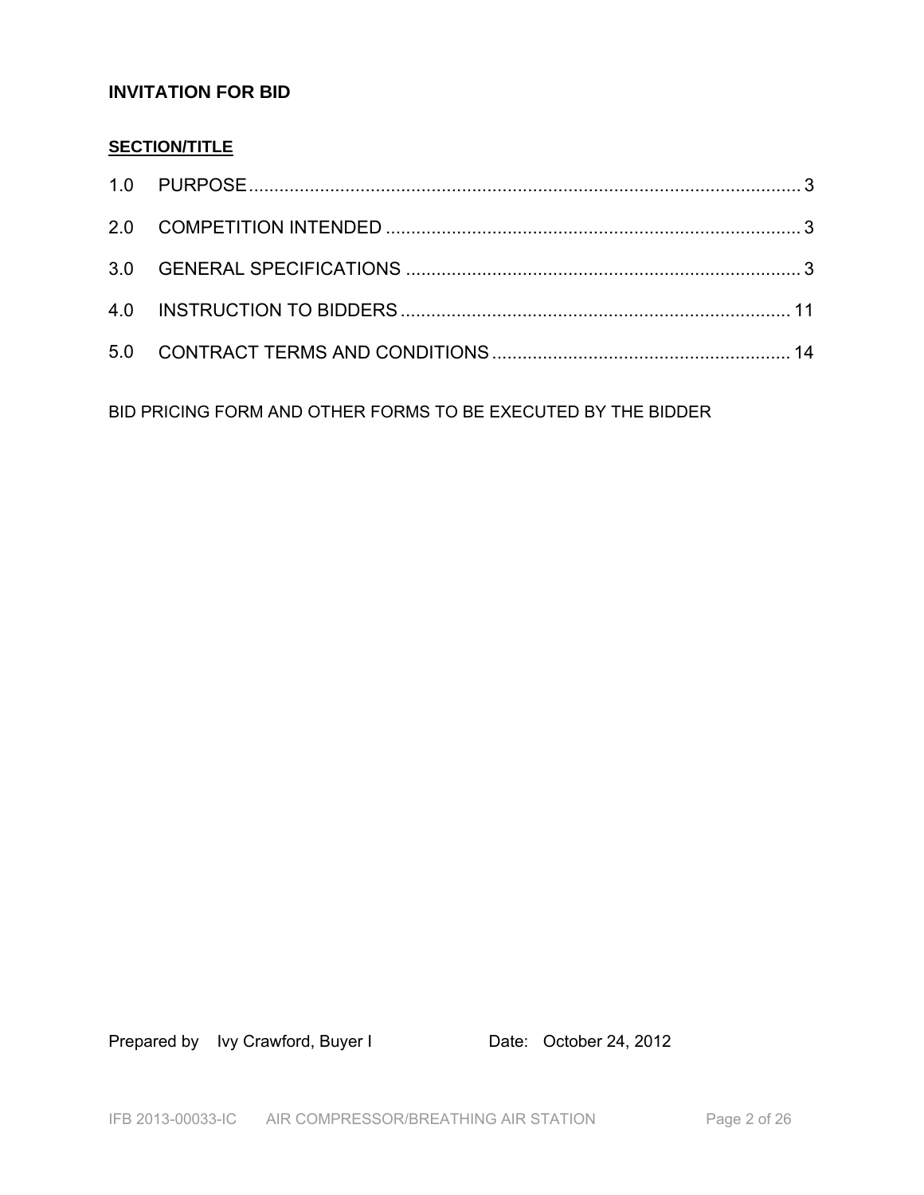## INVITATION FOR BID

**SECTION/TITLE**

1.0 PURPOSE ........................................................................................................ 3

2.0 COMPETITION INTENDED ............................................................................. 3

3.0 GENERAL SPECIFICATIONS ......................................................................... 3

4.0 INSTRUCTION TO BIDDERS ........................................................................ 11

5.0 CONTRACT TERMS AND CONDITIONS ...................................................... 14

BID PRICING FORM AND OTHER FORMS TO BE EXECUTED BY THE BIDDER

Prepared by Ivy Crawford, Buyer I Date: October 24, 2012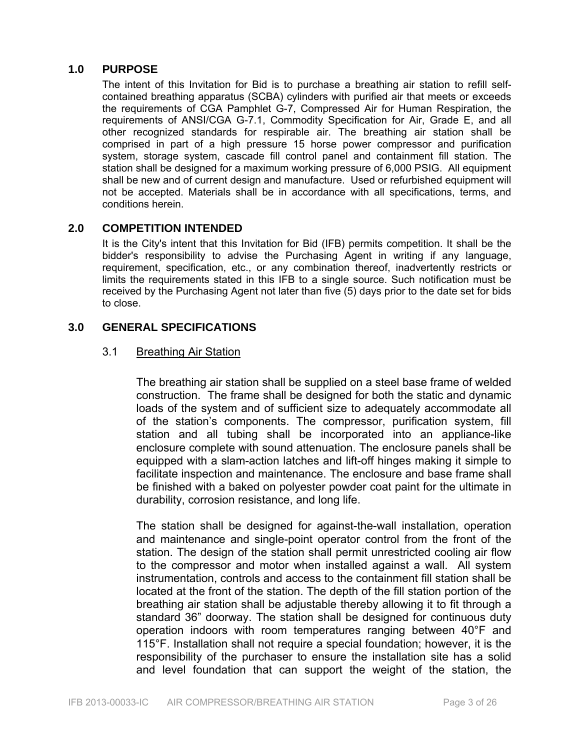## 1.0 PURPOSE

The intent of this Invitation for Bid is to purchase a breathing air station to refill self-contained breathing apparatus (SCBA) cylinders with purified air that meets or exceeds the requirements of CGA Pamphlet G-7, Compressed Air for Human Respiration, the requirements of ANSI/CGA G-7.1, Commodity Specification for Air, Grade E, and all other recognized standards for respirable air. The breathing air station shall be comprised in part of a high pressure 15 horse power compressor and purification system, storage system, cascade fill control panel and containment fill station. The station shall be designed for a maximum working pressure of 6,000 PSIG. All equipment shall be new and of current design and manufacture. Used or refurbished equipment will not be accepted. Materials shall be in accordance with all specifications, terms, and conditions herein.

## 2.0 COMPETITION INTENDED

It is the City's intent that this Invitation for Bid (IFB) permits competition. It shall be the bidder's responsibility to advise the Purchasing Agent in writing if any language, requirement, specification, etc., or any combination thereof, inadvertently restricts or limits the requirements stated in this IFB to a single source. Such notification must be received by the Purchasing Agent not later than five (5) days prior to the date set for bids to close.

## 3.0 GENERAL SPECIFICATIONS

### 3.1 Breathing Air Station

The breathing air station shall be supplied on a steel base frame of welded construction. The frame shall be designed for both the static and dynamic loads of the system and of sufficient size to adequately accommodate all of the station's components. The compressor, purification system, fill station and all tubing shall be incorporated into an appliance-like enclosure complete with sound attenuation. The enclosure panels shall be equipped with a slam-action latches and lift-off hinges making it simple to facilitate inspection and maintenance. The enclosure and base frame shall be finished with a baked on polyester powder coat paint for the ultimate in durability, corrosion resistance, and long life.

The station shall be designed for against-the-wall installation, operation and maintenance and single-point operator control from the front of the station. The design of the station shall permit unrestricted cooling air flow to the compressor and motor when installed against a wall. All system instrumentation, controls and access to the containment fill station shall be located at the front of the station. The depth of the fill station portion of the breathing air station shall be adjustable thereby allowing it to fit through a standard 36" doorway. The station shall be designed for continuous duty operation indoors with room temperatures ranging between 40°F and 115°F. Installation shall not require a special foundation; however, it is the responsibility of the purchaser to ensure the installation site has a solid and level foundation that can support the weight of the station, the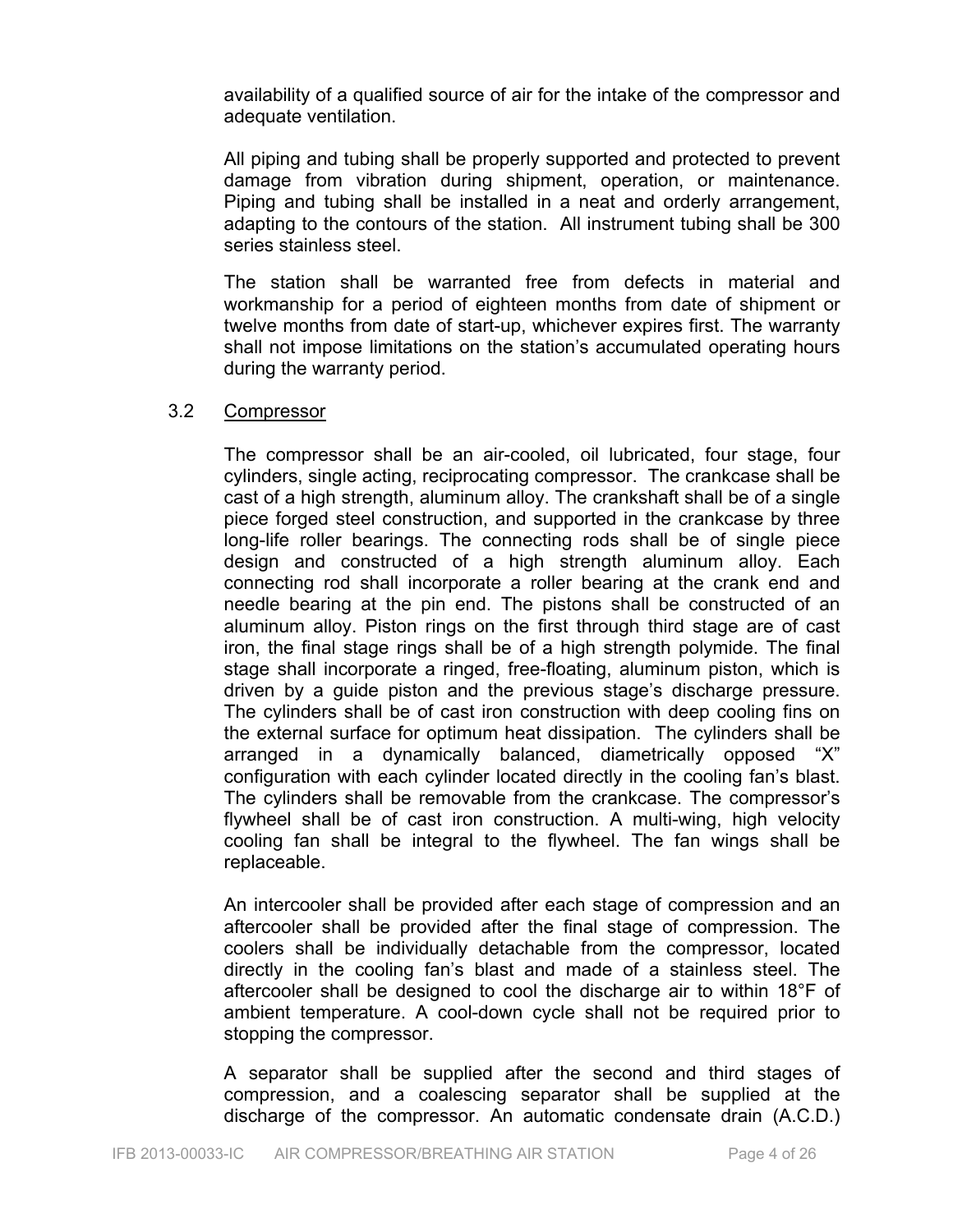availability of a qualified source of air for the intake of the compressor and adequate ventilation.

All piping and tubing shall be properly supported and protected to prevent damage from vibration during shipment, operation, or maintenance. Piping and tubing shall be installed in a neat and orderly arrangement, adapting to the contours of the station. All instrument tubing shall be 300 series stainless steel.

The station shall be warranted free from defects in material and workmanship for a period of eighteen months from date of shipment or twelve months from date of start-up, whichever expires first. The warranty shall not impose limitations on the station's accumulated operating hours during the warranty period.

3.2 Compressor

The compressor shall be an air-cooled, oil lubricated, four stage, four cylinders, single acting, reciprocating compressor. The crankcase shall be cast of a high strength, aluminum alloy. The crankshaft shall be of a single piece forged steel construction, and supported in the crankcase by three long-life roller bearings. The connecting rods shall be of single piece design and constructed of a high strength aluminum alloy. Each connecting rod shall incorporate a roller bearing at the crank end and needle bearing at the pin end. The pistons shall be constructed of an aluminum alloy. Piston rings on the first through third stage are of cast iron, the final stage rings shall be of a high strength polymide. The final stage shall incorporate a ringed, free-floating, aluminum piston, which is driven by a guide piston and the previous stage's discharge pressure. The cylinders shall be of cast iron construction with deep cooling fins on the external surface for optimum heat dissipation. The cylinders shall be arranged in a dynamically balanced, diametrically opposed "X" configuration with each cylinder located directly in the cooling fan's blast. The cylinders shall be removable from the crankcase. The compressor's flywheel shall be of cast iron construction. A multi-wing, high velocity cooling fan shall be integral to the flywheel. The fan wings shall be replaceable.

An intercooler shall be provided after each stage of compression and an aftercooler shall be provided after the final stage of compression. The coolers shall be individually detachable from the compressor, located directly in the cooling fan's blast and made of a stainless steel. The aftercooler shall be designed to cool the discharge air to within 18°F of ambient temperature. A cool-down cycle shall not be required prior to stopping the compressor.

A separator shall be supplied after the second and third stages of compression, and a coalescing separator shall be supplied at the discharge of the compressor. An automatic condensate drain (A.C.D.)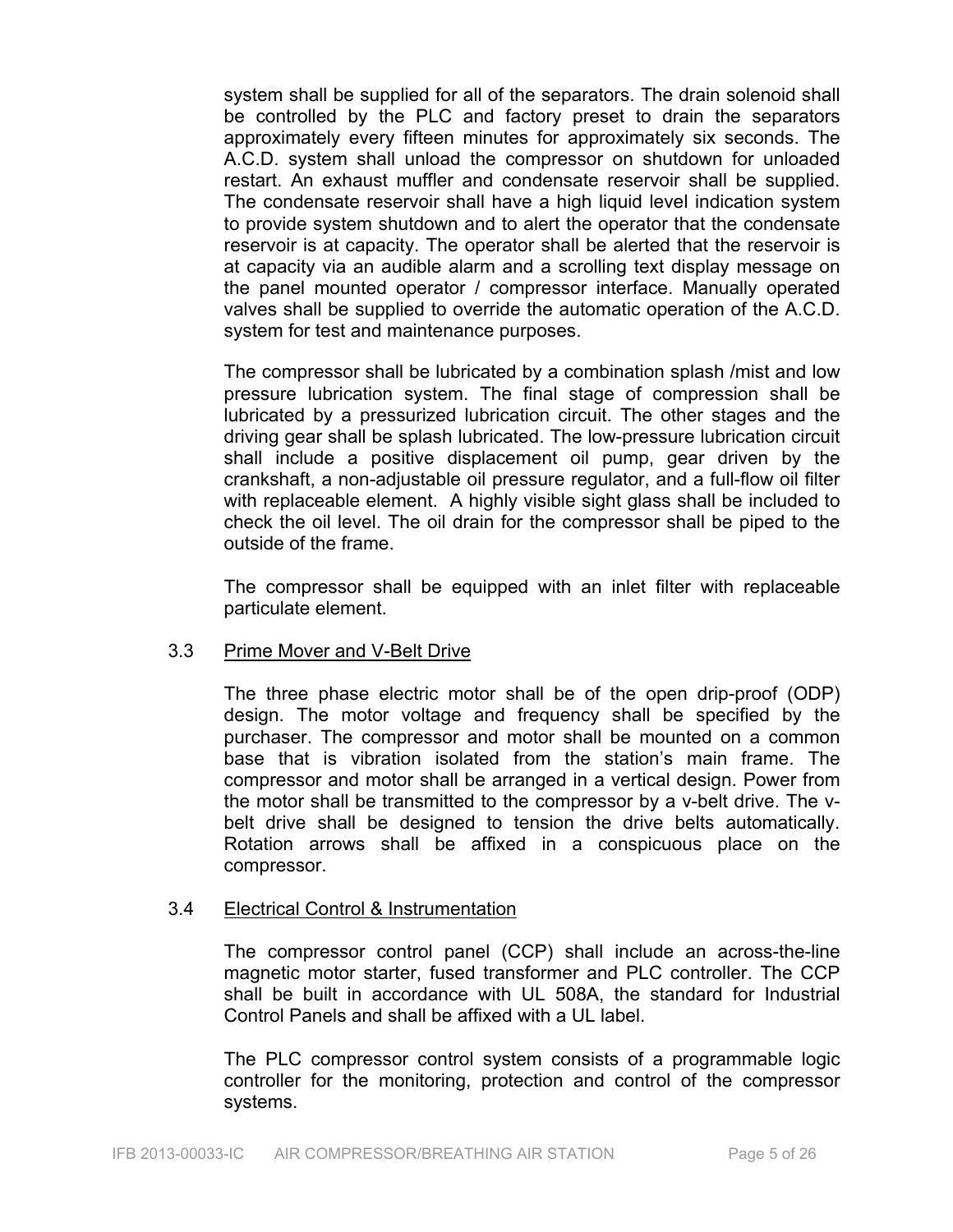system shall be supplied for all of the separators. The drain solenoid shall be controlled by the PLC and factory preset to drain the separators approximately every fifteen minutes for approximately six seconds. The A.C.D. system shall unload the compressor on shutdown for unloaded restart. An exhaust muffler and condensate reservoir shall be supplied. The condensate reservoir shall have a high liquid level indication system to provide system shutdown and to alert the operator that the condensate reservoir is at capacity. The operator shall be alerted that the reservoir is at capacity via an audible alarm and a scrolling text display message on the panel mounted operator / compressor interface. Manually operated valves shall be supplied to override the automatic operation of the A.C.D. system for test and maintenance purposes.

The compressor shall be lubricated by a combination splash /mist and low pressure lubrication system. The final stage of compression shall be lubricated by a pressurized lubrication circuit. The other stages and the driving gear shall be splash lubricated. The low-pressure lubrication circuit shall include a positive displacement oil pump, gear driven by the crankshaft, a non-adjustable oil pressure regulator, and a full-flow oil filter with replaceable element. A highly visible sight glass shall be included to check the oil level. The oil drain for the compressor shall be piped to the outside of the frame.

The compressor shall be equipped with an inlet filter with replaceable particulate element.

### 3.3 Prime Mover and V-Belt Drive

The three phase electric motor shall be of the open drip-proof (ODP) design. The motor voltage and frequency shall be specified by the purchaser. The compressor and motor shall be mounted on a common base that is vibration isolated from the station's main frame. The compressor and motor shall be arranged in a vertical design. Power from the motor shall be transmitted to the compressor by a v-belt drive. The v-belt drive shall be designed to tension the drive belts automatically. Rotation arrows shall be affixed in a conspicuous place on the compressor.

### 3.4 Electrical Control & Instrumentation

The compressor control panel (CCP) shall include an across-the-line magnetic motor starter, fused transformer and PLC controller. The CCP shall be built in accordance with UL 508A, the standard for Industrial Control Panels and shall be affixed with a UL label.

The PLC compressor control system consists of a programmable logic controller for the monitoring, protection and control of the compressor systems.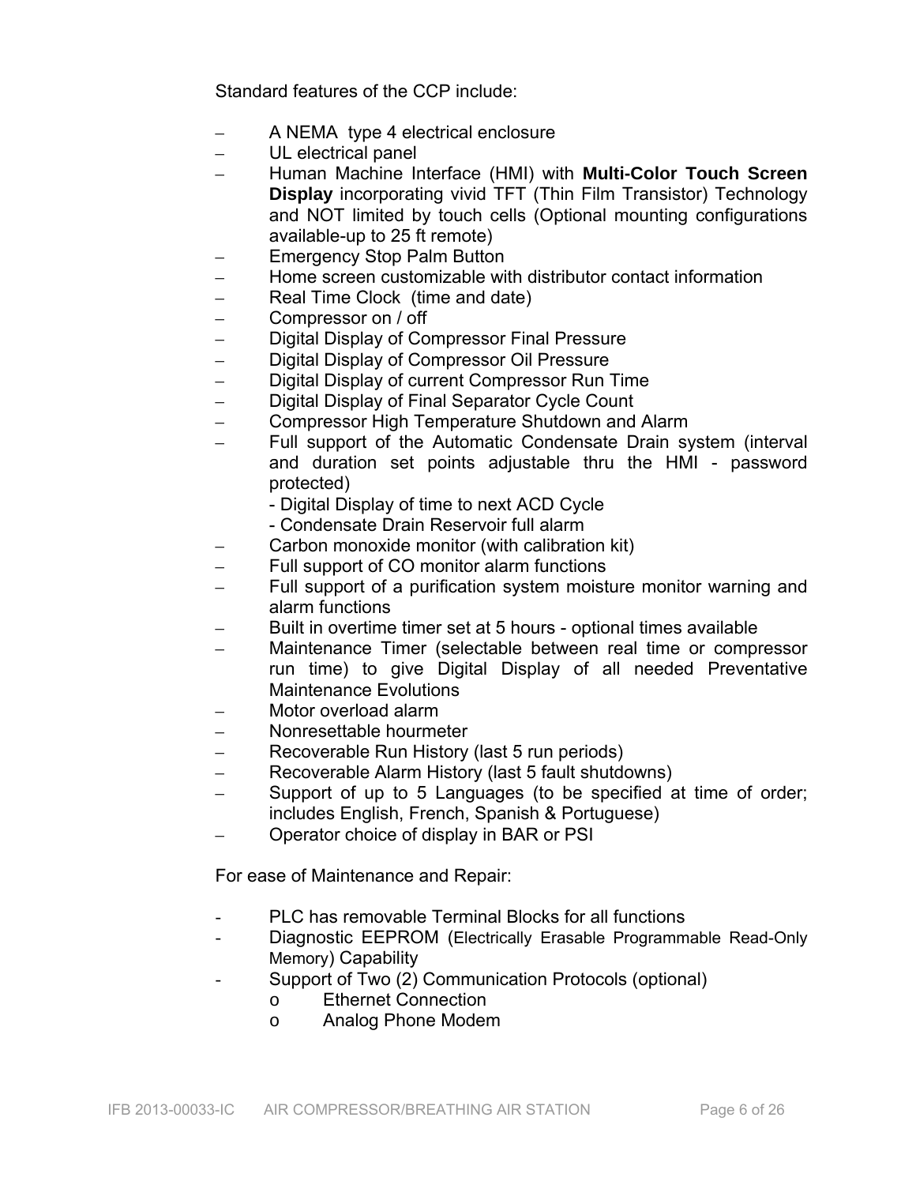Standard features of the CCP include:

- A NEMA type 4 electrical enclosure
- UL electrical panel
- Human Machine Interface (HMI) with **Multi-Color Touch Screen Display** incorporating vivid TFT (Thin Film Transistor) Technology and NOT limited by touch cells (Optional mounting configurations available-up to 25 ft remote)
- Emergency Stop Palm Button
- Home screen customizable with distributor contact information
- Real Time Clock (time and date)
- Compressor on / off
- Digital Display of Compressor Final Pressure
- Digital Display of Compressor Oil Pressure
- Digital Display of current Compressor Run Time
- Digital Display of Final Separator Cycle Count
- Compressor High Temperature Shutdown and Alarm
- Full support of the Automatic Condensate Drain system (interval and duration set points adjustable thru the HMI - password protected)
  - Digital Display of time to next ACD Cycle
  - Condensate Drain Reservoir full alarm
- Carbon monoxide monitor (with calibration kit)
- Full support of CO monitor alarm functions
- Full support of a purification system moisture monitor warning and alarm functions
- Built in overtime timer set at 5 hours - optional times available
- Maintenance Timer (selectable between real time or compressor run time) to give Digital Display of all needed Preventative Maintenance Evolutions
- Motor overload alarm
- Nonresettable hourmeter
- Recoverable Run History (last 5 run periods)
- Recoverable Alarm History (last 5 fault shutdowns)
- Support of up to 5 Languages (to be specified at time of order; includes English, French, Spanish & Portuguese)
- Operator choice of display in BAR or PSI

For ease of Maintenance and Repair:

- PLC has removable Terminal Blocks for all functions
- Diagnostic EEPROM (Electrically Erasable Programmable Read-Only Memory) Capability
- Support of Two (2) Communication Protocols (optional)
  - Ethernet Connection
  - Analog Phone Modem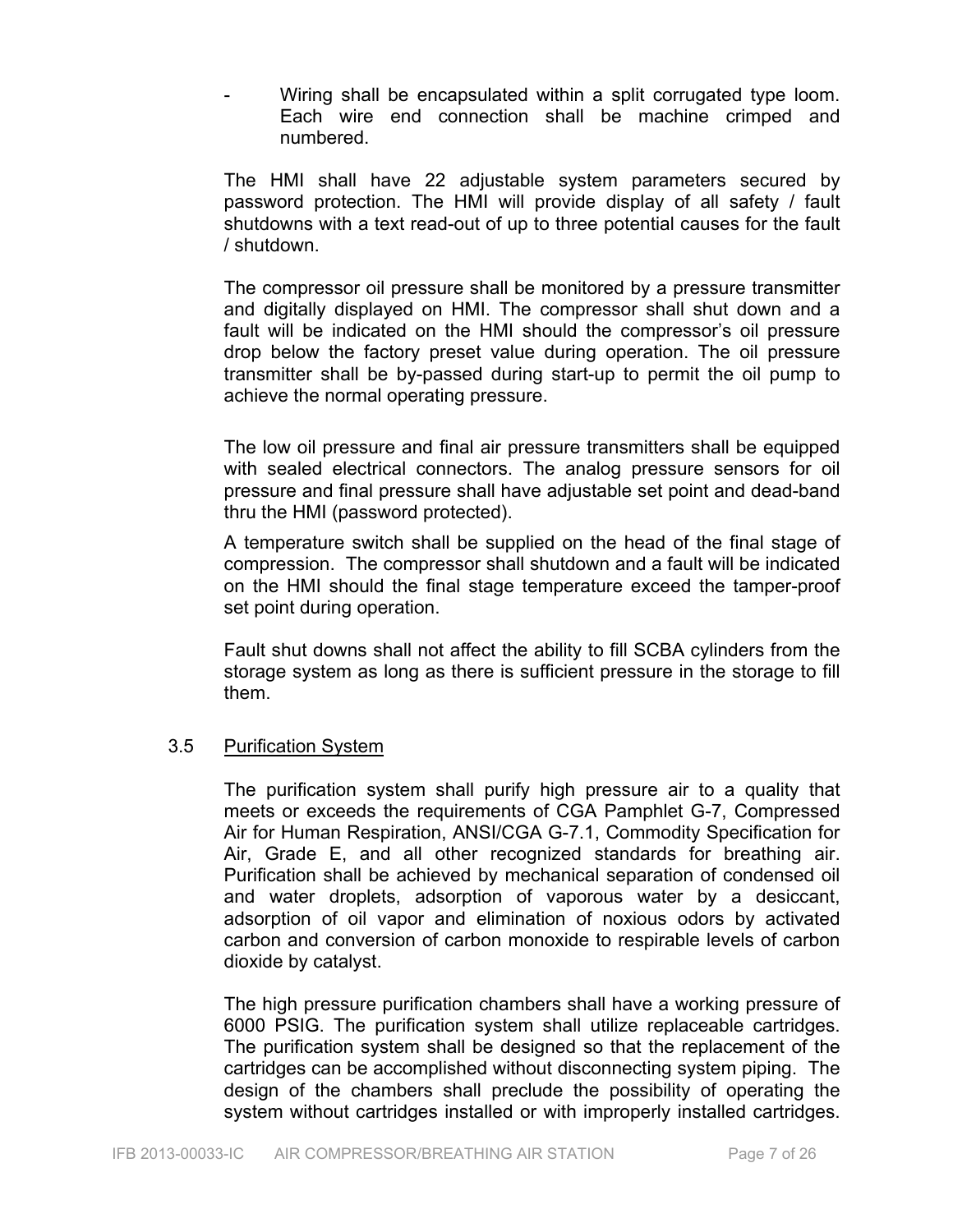- Wiring shall be encapsulated within a split corrugated type loom. Each wire end connection shall be machine crimped and numbered.

The HMI shall have 22 adjustable system parameters secured by password protection. The HMI will provide display of all safety / fault shutdowns with a text read-out of up to three potential causes for the fault / shutdown.

The compressor oil pressure shall be monitored by a pressure transmitter and digitally displayed on HMI. The compressor shall shut down and a fault will be indicated on the HMI should the compressor's oil pressure drop below the factory preset value during operation. The oil pressure transmitter shall be by-passed during start-up to permit the oil pump to achieve the normal operating pressure.

The low oil pressure and final air pressure transmitters shall be equipped with sealed electrical connectors. The analog pressure sensors for oil pressure and final pressure shall have adjustable set point and dead-band thru the HMI (password protected).

A temperature switch shall be supplied on the head of the final stage of compression. The compressor shall shutdown and a fault will be indicated on the HMI should the final stage temperature exceed the tamper-proof set point during operation.

Fault shut downs shall not affect the ability to fill SCBA cylinders from the storage system as long as there is sufficient pressure in the storage to fill them.

## 3.5 Purification System

The purification system shall purify high pressure air to a quality that meets or exceeds the requirements of CGA Pamphlet G-7, Compressed Air for Human Respiration, ANSI/CGA G-7.1, Commodity Specification for Air, Grade E, and all other recognized standards for breathing air. Purification shall be achieved by mechanical separation of condensed oil and water droplets, adsorption of vaporous water by a desiccant, adsorption of oil vapor and elimination of noxious odors by activated carbon and conversion of carbon monoxide to respirable levels of carbon dioxide by catalyst.

The high pressure purification chambers shall have a working pressure of 6000 PSIG. The purification system shall utilize replaceable cartridges. The purification system shall be designed so that the replacement of the cartridges can be accomplished without disconnecting system piping. The design of the chambers shall preclude the possibility of operating the system without cartridges installed or with improperly installed cartridges.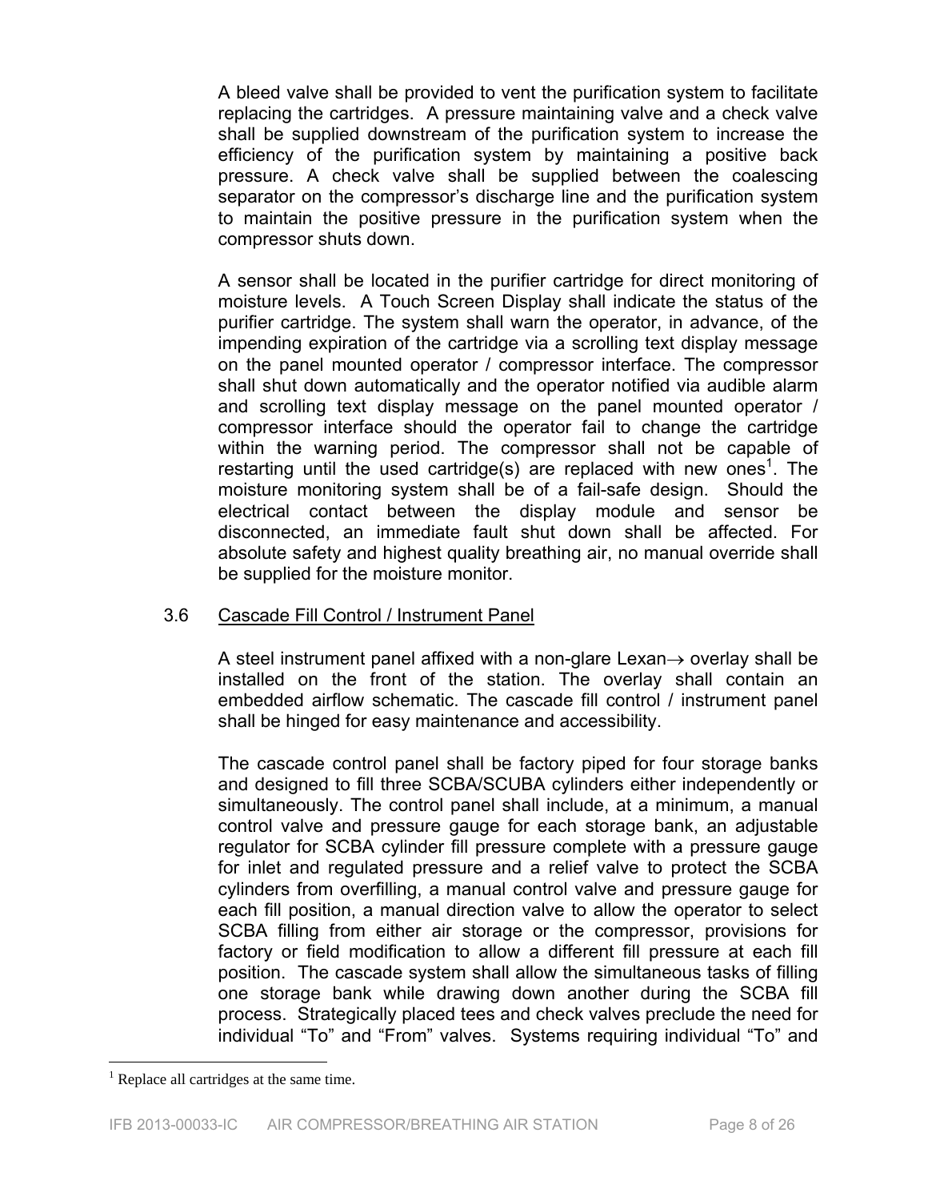A bleed valve shall be provided to vent the purification system to facilitate replacing the cartridges. A pressure maintaining valve and a check valve shall be supplied downstream of the purification system to increase the efficiency of the purification system by maintaining a positive back pressure. A check valve shall be supplied between the coalescing separator on the compressor's discharge line and the purification system to maintain the positive pressure in the purification system when the compressor shuts down.

A sensor shall be located in the purifier cartridge for direct monitoring of moisture levels. A Touch Screen Display shall indicate the status of the purifier cartridge. The system shall warn the operator, in advance, of the impending expiration of the cartridge via a scrolling text display message on the panel mounted operator / compressor interface. The compressor shall shut down automatically and the operator notified via audible alarm and scrolling text display message on the panel mounted operator / compressor interface should the operator fail to change the cartridge within the warning period. The compressor shall not be capable of restarting until the used cartridge(s) are replaced with new ones[1]. The moisture monitoring system shall be of a fail-safe design. Should the electrical contact between the display module and sensor be disconnected, an immediate fault shut down shall be affected. For absolute safety and highest quality breathing air, no manual override shall be supplied for the moisture monitor.

## 3.6 Cascade Fill Control / Instrument Panel

A steel instrument panel affixed with a non-glare Lexan→ overlay shall be installed on the front of the station. The overlay shall contain an embedded airflow schematic. The cascade fill control / instrument panel shall be hinged for easy maintenance and accessibility.

The cascade control panel shall be factory piped for four storage banks and designed to fill three SCBA/SCUBA cylinders either independently or simultaneously. The control panel shall include, at a minimum, a manual control valve and pressure gauge for each storage bank, an adjustable regulator for SCBA cylinder fill pressure complete with a pressure gauge for inlet and regulated pressure and a relief valve to protect the SCBA cylinders from overfilling, a manual control valve and pressure gauge for each fill position, a manual direction valve to allow the operator to select SCBA filling from either air storage or the compressor, provisions for factory or field modification to allow a different fill pressure at each fill position. The cascade system shall allow the simultaneous tasks of filling one storage bank while drawing down another during the SCBA fill process. Strategically placed tees and check valves preclude the need for individual "To" and "From" valves. Systems requiring individual "To" and

[1] Replace all cartridges at the same time.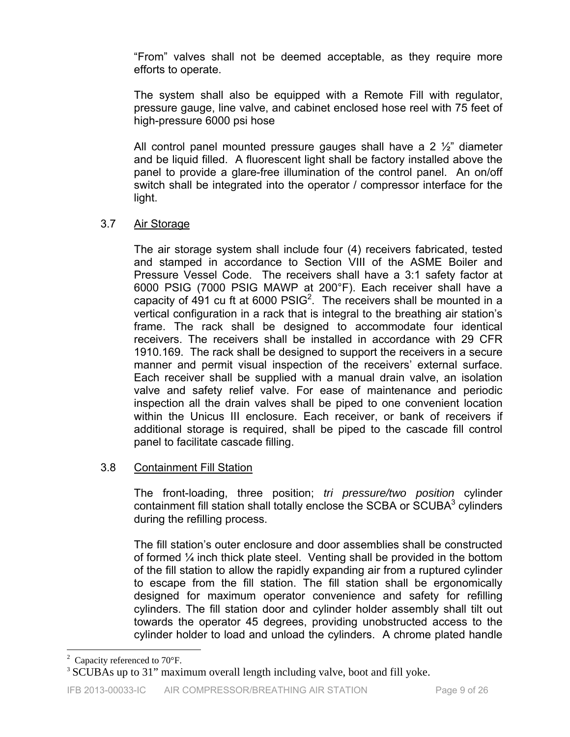"From" valves shall not be deemed acceptable, as they require more efforts to operate.

The system shall also be equipped with a Remote Fill with regulator, pressure gauge, line valve, and cabinet enclosed hose reel with 75 feet of high-pressure 6000 psi hose

All control panel mounted pressure gauges shall have a 2 ½" diameter and be liquid filled. A fluorescent light shall be factory installed above the panel to provide a glare-free illumination of the control panel. An on/off switch shall be integrated into the operator / compressor interface for the light.

3.7 Air Storage

The air storage system shall include four (4) receivers fabricated, tested and stamped in accordance to Section VIII of the ASME Boiler and Pressure Vessel Code. The receivers shall have a 3:1 safety factor at 6000 PSIG (7000 PSIG MAWP at 200°F). Each receiver shall have a capacity of 491 cu ft at 6000 PSIG[2]. The receivers shall be mounted in a vertical configuration in a rack that is integral to the breathing air station's frame. The rack shall be designed to accommodate four identical receivers. The receivers shall be installed in accordance with 29 CFR 1910.169. The rack shall be designed to support the receivers in a secure manner and permit visual inspection of the receivers' external surface. Each receiver shall be supplied with a manual drain valve, an isolation valve and safety relief valve. For ease of maintenance and periodic inspection all the drain valves shall be piped to one convenient location within the Unicus III enclosure. Each receiver, or bank of receivers if additional storage is required, shall be piped to the cascade fill control panel to facilitate cascade filling.

3.8 Containment Fill Station

The front-loading, three position; *tri pressure/two position* cylinder containment fill station shall totally enclose the SCBA or SCUBA[3] cylinders during the refilling process.

The fill station's outer enclosure and door assemblies shall be constructed of formed ¼ inch thick plate steel. Venting shall be provided in the bottom of the fill station to allow the rapidly expanding air from a ruptured cylinder to escape from the fill station. The fill station shall be ergonomically designed for maximum operator convenience and safety for refilling cylinders. The fill station door and cylinder holder assembly shall tilt out towards the operator 45 degrees, providing unobstructed access to the cylinder holder to load and unload the cylinders. A chrome plated handle

---

[2] Capacity referenced to 70°F.

[3] SCUBAs up to 31" maximum overall length including valve, boot and fill yoke.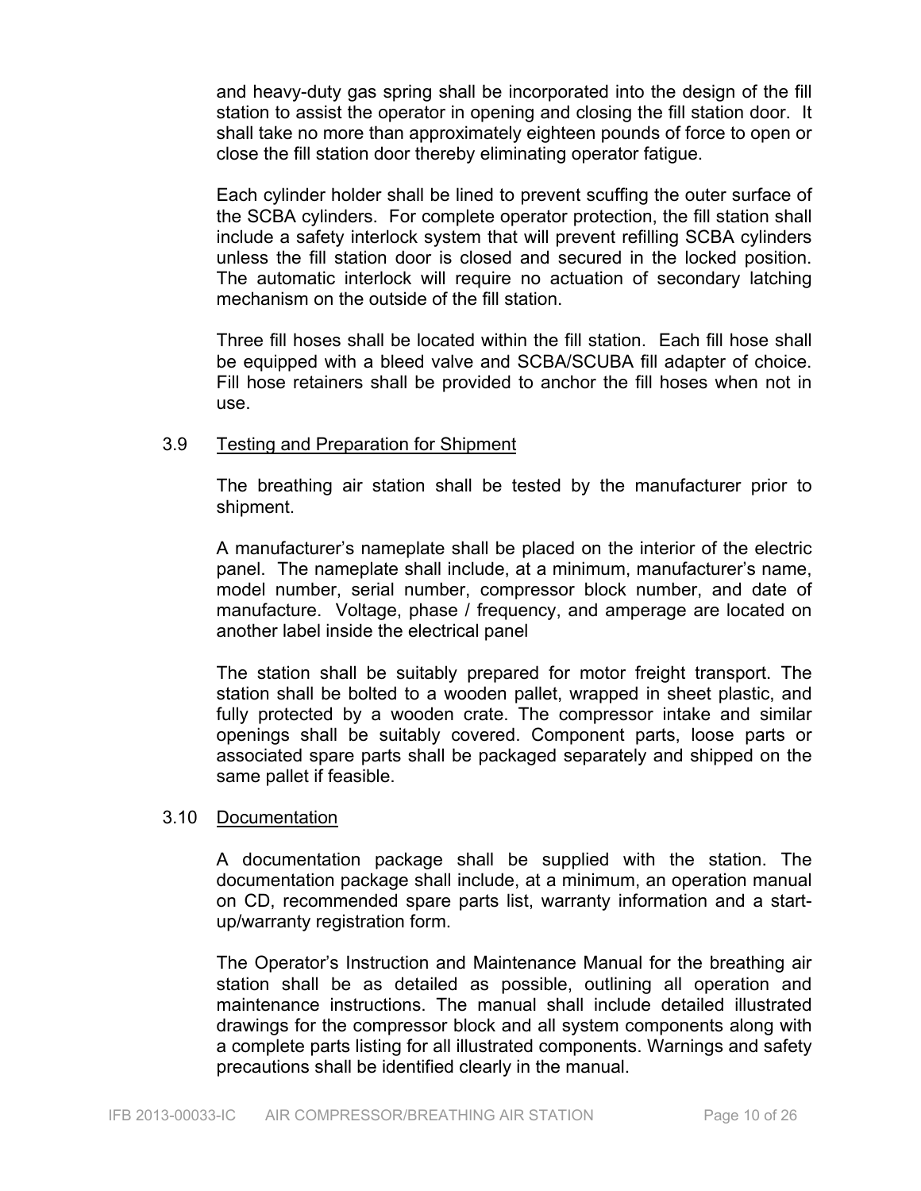and heavy-duty gas spring shall be incorporated into the design of the fill station to assist the operator in opening and closing the fill station door. It shall take no more than approximately eighteen pounds of force to open or close the fill station door thereby eliminating operator fatigue.

Each cylinder holder shall be lined to prevent scuffing the outer surface of the SCBA cylinders. For complete operator protection, the fill station shall include a safety interlock system that will prevent refilling SCBA cylinders unless the fill station door is closed and secured in the locked position. The automatic interlock will require no actuation of secondary latching mechanism on the outside of the fill station.

Three fill hoses shall be located within the fill station. Each fill hose shall be equipped with a bleed valve and SCBA/SCUBA fill adapter of choice. Fill hose retainers shall be provided to anchor the fill hoses when not in use.

### 3.9 Testing and Preparation for Shipment

The breathing air station shall be tested by the manufacturer prior to shipment.

A manufacturer's nameplate shall be placed on the interior of the electric panel. The nameplate shall include, at a minimum, manufacturer's name, model number, serial number, compressor block number, and date of manufacture. Voltage, phase / frequency, and amperage are located on another label inside the electrical panel

The station shall be suitably prepared for motor freight transport. The station shall be bolted to a wooden pallet, wrapped in sheet plastic, and fully protected by a wooden crate. The compressor intake and similar openings shall be suitably covered. Component parts, loose parts or associated spare parts shall be packaged separately and shipped on the same pallet if feasible.

### 3.10 Documentation

A documentation package shall be supplied with the station. The documentation package shall include, at a minimum, an operation manual on CD, recommended spare parts list, warranty information and a start-up/warranty registration form.

The Operator's Instruction and Maintenance Manual for the breathing air station shall be as detailed as possible, outlining all operation and maintenance instructions. The manual shall include detailed illustrated drawings for the compressor block and all system components along with a complete parts listing for all illustrated components. Warnings and safety precautions shall be identified clearly in the manual.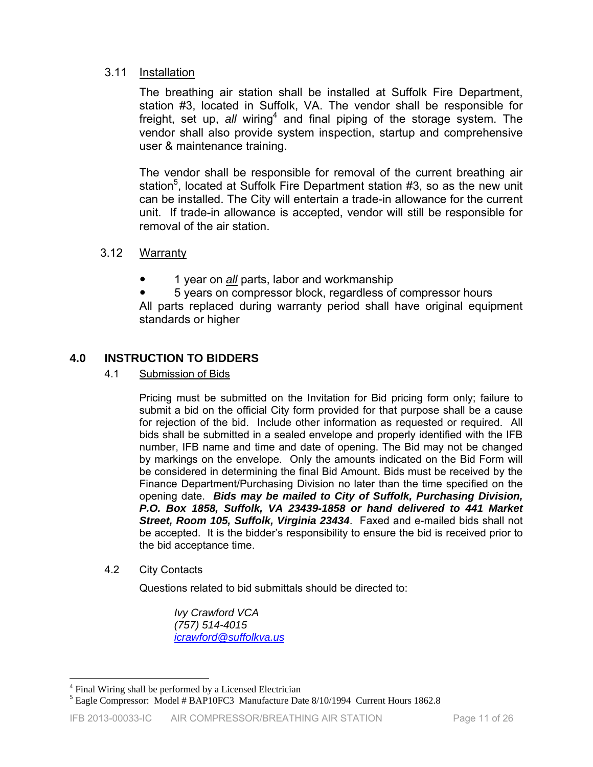### 3.11 Installation

The breathing air station shall be installed at Suffolk Fire Department, station #3, located in Suffolk, VA. The vendor shall be responsible for freight, set up, *all* wiring[4] and final piping of the storage system. The vendor shall also provide system inspection, startup and comprehensive user & maintenance training.

The vendor shall be responsible for removal of the current breathing air station[5], located at Suffolk Fire Department station #3, so as the new unit can be installed. The City will entertain a trade-in allowance for the current unit. If trade-in allowance is accepted, vendor will still be responsible for removal of the air station.

### 3.12 Warranty

- 1 year on ***all*** parts, labor and workmanship
- 5 years on compressor block, regardless of compressor hours

All parts replaced during warranty period shall have original equipment standards or higher

## 4.0 INSTRUCTION TO BIDDERS

### 4.1 Submission of Bids

Pricing must be submitted on the Invitation for Bid pricing form only; failure to submit a bid on the official City form provided for that purpose shall be a cause for rejection of the bid. Include other information as requested or required. All bids shall be submitted in a sealed envelope and properly identified with the IFB number, IFB name and time and date of opening. The Bid may not be changed by markings on the envelope. Only the amounts indicated on the Bid Form will be considered in determining the final Bid Amount. Bids must be received by the Finance Department/Purchasing Division no later than the time specified on the opening date. ***Bids may be mailed to City of Suffolk, Purchasing Division, P.O. Box 1858, Suffolk, VA 23439-1858 or hand delivered to 441 Market Street, Room 105, Suffolk, Virginia 23434***. Faxed and e-mailed bids shall not be accepted. It is the bidder's responsibility to ensure the bid is received prior to the bid acceptance time.

### 4.2 City Contacts

Questions related to bid submittals should be directed to:

*Ivy Crawford VCA*
*(757) 514-4015*
*icrawford@suffolkva.us*

---

[4] Final Wiring shall be performed by a Licensed Electrician

[5] Eagle Compressor: Model # BAP10FC3 Manufacture Date 8/10/1994 Current Hours 1862.8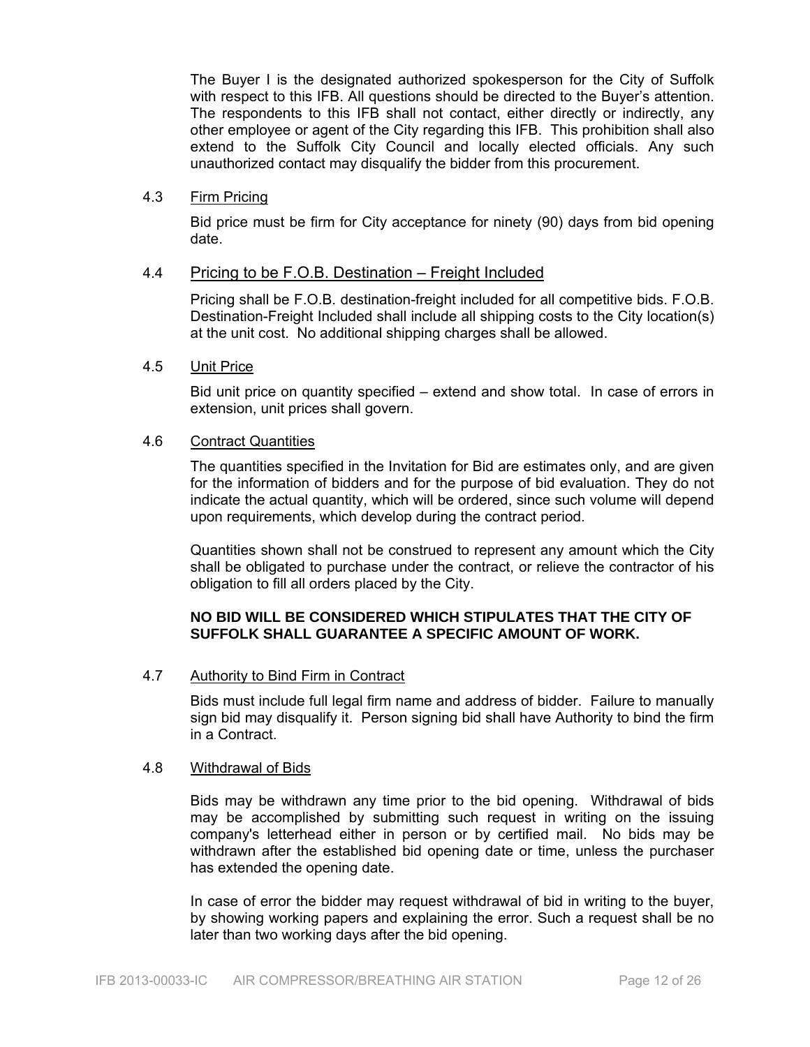The Buyer I is the designated authorized spokesperson for the City of Suffolk with respect to this IFB. All questions should be directed to the Buyer's attention. The respondents to this IFB shall not contact, either directly or indirectly, any other employee or agent of the City regarding this IFB. This prohibition shall also extend to the Suffolk City Council and locally elected officials. Any such unauthorized contact may disqualify the bidder from this procurement.

### 4.3 Firm Pricing

Bid price must be firm for City acceptance for ninety (90) days from bid opening date.

### 4.4 Pricing to be F.O.B. Destination – Freight Included

Pricing shall be F.O.B. destination-freight included for all competitive bids. F.O.B. Destination-Freight Included shall include all shipping costs to the City location(s) at the unit cost. No additional shipping charges shall be allowed.

### 4.5 Unit Price

Bid unit price on quantity specified – extend and show total. In case of errors in extension, unit prices shall govern.

### 4.6 Contract Quantities

The quantities specified in the Invitation for Bid are estimates only, and are given for the information of bidders and for the purpose of bid evaluation. They do not indicate the actual quantity, which will be ordered, since such volume will depend upon requirements, which develop during the contract period.

Quantities shown shall not be construed to represent any amount which the City shall be obligated to purchase under the contract, or relieve the contractor of his obligation to fill all orders placed by the City.

**NO BID WILL BE CONSIDERED WHICH STIPULATES THAT THE CITY OF SUFFOLK SHALL GUARANTEE A SPECIFIC AMOUNT OF WORK.**

### 4.7 Authority to Bind Firm in Contract

Bids must include full legal firm name and address of bidder. Failure to manually sign bid may disqualify it. Person signing bid shall have Authority to bind the firm in a Contract.

### 4.8 Withdrawal of Bids

Bids may be withdrawn any time prior to the bid opening. Withdrawal of bids may be accomplished by submitting such request in writing on the issuing company's letterhead either in person or by certified mail. No bids may be withdrawn after the established bid opening date or time, unless the purchaser has extended the opening date.

In case of error the bidder may request withdrawal of bid in writing to the buyer, by showing working papers and explaining the error. Such a request shall be no later than two working days after the bid opening.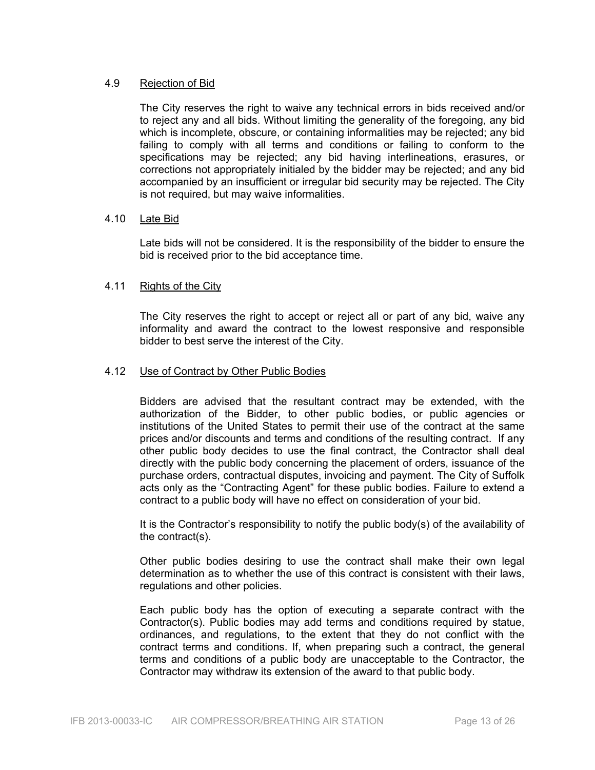### 4.9 Rejection of Bid

The City reserves the right to waive any technical errors in bids received and/or to reject any and all bids. Without limiting the generality of the foregoing, any bid which is incomplete, obscure, or containing informalities may be rejected; any bid failing to comply with all terms and conditions or failing to conform to the specifications may be rejected; any bid having interlineations, erasures, or corrections not appropriately initialed by the bidder may be rejected; and any bid accompanied by an insufficient or irregular bid security may be rejected. The City is not required, but may waive informalities.

### 4.10 Late Bid

Late bids will not be considered. It is the responsibility of the bidder to ensure the bid is received prior to the bid acceptance time.

### 4.11 Rights of the City

The City reserves the right to accept or reject all or part of any bid, waive any informality and award the contract to the lowest responsive and responsible bidder to best serve the interest of the City.

### 4.12 Use of Contract by Other Public Bodies

Bidders are advised that the resultant contract may be extended, with the authorization of the Bidder, to other public bodies, or public agencies or institutions of the United States to permit their use of the contract at the same prices and/or discounts and terms and conditions of the resulting contract. If any other public body decides to use the final contract, the Contractor shall deal directly with the public body concerning the placement of orders, issuance of the purchase orders, contractual disputes, invoicing and payment. The City of Suffolk acts only as the "Contracting Agent" for these public bodies. Failure to extend a contract to a public body will have no effect on consideration of your bid.

It is the Contractor's responsibility to notify the public body(s) of the availability of the contract(s).

Other public bodies desiring to use the contract shall make their own legal determination as to whether the use of this contract is consistent with their laws, regulations and other policies.

Each public body has the option of executing a separate contract with the Contractor(s). Public bodies may add terms and conditions required by statue, ordinances, and regulations, to the extent that they do not conflict with the contract terms and conditions. If, when preparing such a contract, the general terms and conditions of a public body are unacceptable to the Contractor, the Contractor may withdraw its extension of the award to that public body.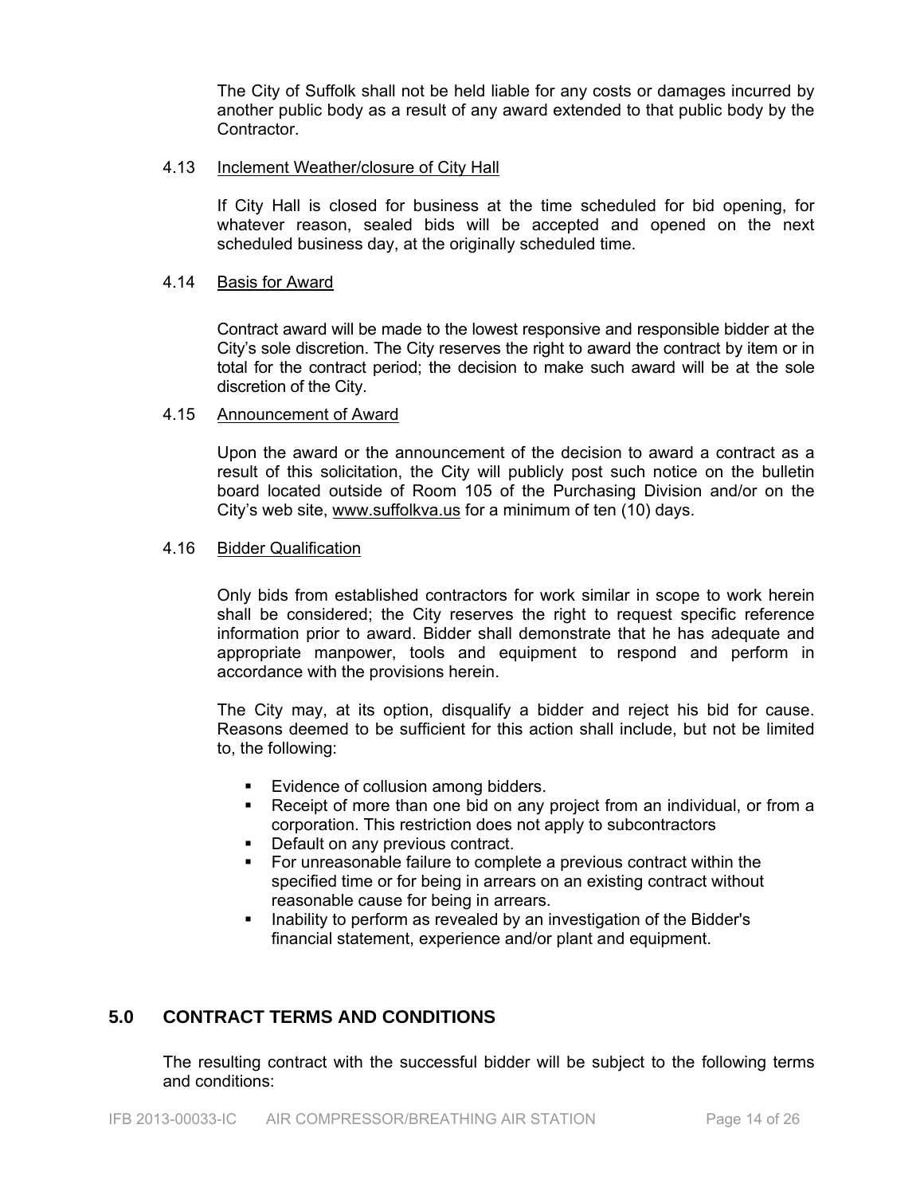The City of Suffolk shall not be held liable for any costs or damages incurred by another public body as a result of any award extended to that public body by the Contractor.

4.13 Inclement Weather/closure of City Hall

If City Hall is closed for business at the time scheduled for bid opening, for whatever reason, sealed bids will be accepted and opened on the next scheduled business day, at the originally scheduled time.

4.14 Basis for Award

Contract award will be made to the lowest responsive and responsible bidder at the City's sole discretion. The City reserves the right to award the contract by item or in total for the contract period; the decision to make such award will be at the sole discretion of the City.

4.15 Announcement of Award

Upon the award or the announcement of the decision to award a contract as a result of this solicitation, the City will publicly post such notice on the bulletin board located outside of Room 105 of the Purchasing Division and/or on the City's web site, www.suffolkva.us for a minimum of ten (10) days.

4.16 Bidder Qualification

Only bids from established contractors for work similar in scope to work herein shall be considered; the City reserves the right to request specific reference information prior to award. Bidder shall demonstrate that he has adequate and appropriate manpower, tools and equipment to respond and perform in accordance with the provisions herein.

The City may, at its option, disqualify a bidder and reject his bid for cause. Reasons deemed to be sufficient for this action shall include, but not be limited to, the following:

- Evidence of collusion among bidders.
- Receipt of more than one bid on any project from an individual, or from a corporation. This restriction does not apply to subcontractors
- Default on any previous contract.
- For unreasonable failure to complete a previous contract within the specified time or for being in arrears on an existing contract without reasonable cause for being in arrears.
- Inability to perform as revealed by an investigation of the Bidder's financial statement, experience and/or plant and equipment.

## 5.0 CONTRACT TERMS AND CONDITIONS

The resulting contract with the successful bidder will be subject to the following terms and conditions: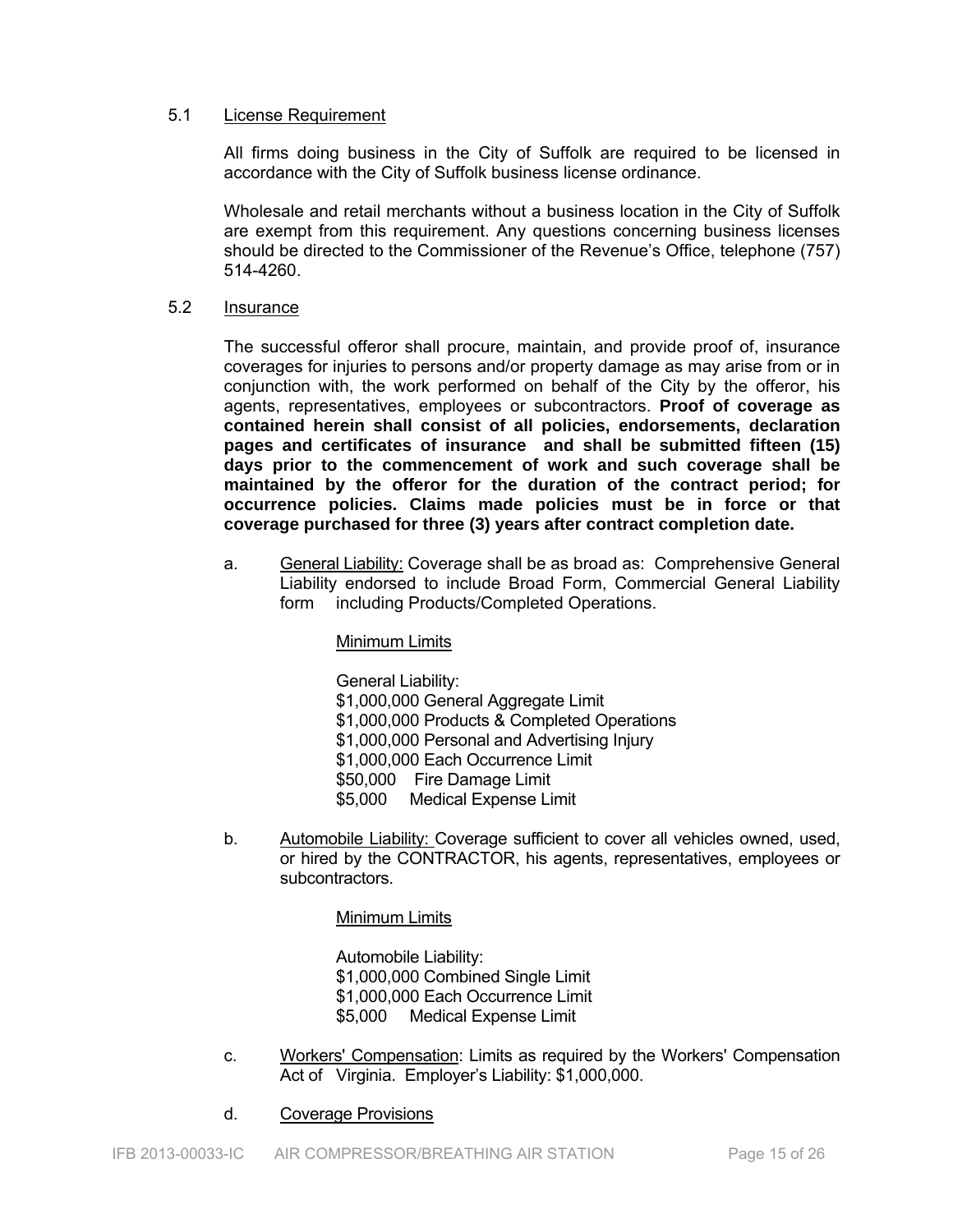5.1 License Requirement

All firms doing business in the City of Suffolk are required to be licensed in accordance with the City of Suffolk business license ordinance.

Wholesale and retail merchants without a business location in the City of Suffolk are exempt from this requirement. Any questions concerning business licenses should be directed to the Commissioner of the Revenue's Office, telephone (757) 514-4260.

5.2 Insurance

The successful offeror shall procure, maintain, and provide proof of, insurance coverages for injuries to persons and/or property damage as may arise from or in conjunction with, the work performed on behalf of the City by the offeror, his agents, representatives, employees or subcontractors. **Proof of coverage as contained herein shall consist of all policies, endorsements, declaration pages and certificates of insurance and shall be submitted fifteen (15) days prior to the commencement of work and such coverage shall be maintained by the offeror for the duration of the contract period; for occurrence policies. Claims made policies must be in force or that coverage purchased for three (3) years after contract completion date.**

a. General Liability: Coverage shall be as broad as: Comprehensive General Liability endorsed to include Broad Form, Commercial General Liability form including Products/Completed Operations.

Minimum Limits

General Liability:
$1,000,000 General Aggregate Limit
$1,000,000 Products & Completed Operations
$1,000,000 Personal and Advertising Injury
$1,000,000 Each Occurrence Limit
$50,000 Fire Damage Limit
$5,000 Medical Expense Limit

b. Automobile Liability: Coverage sufficient to cover all vehicles owned, used, or hired by the CONTRACTOR, his agents, representatives, employees or subcontractors.

Minimum Limits

Automobile Liability:
$1,000,000 Combined Single Limit
$1,000,000 Each Occurrence Limit
$5,000 Medical Expense Limit

c. Workers' Compensation: Limits as required by the Workers' Compensation Act of Virginia. Employer's Liability: $1,000,000.

d. Coverage Provisions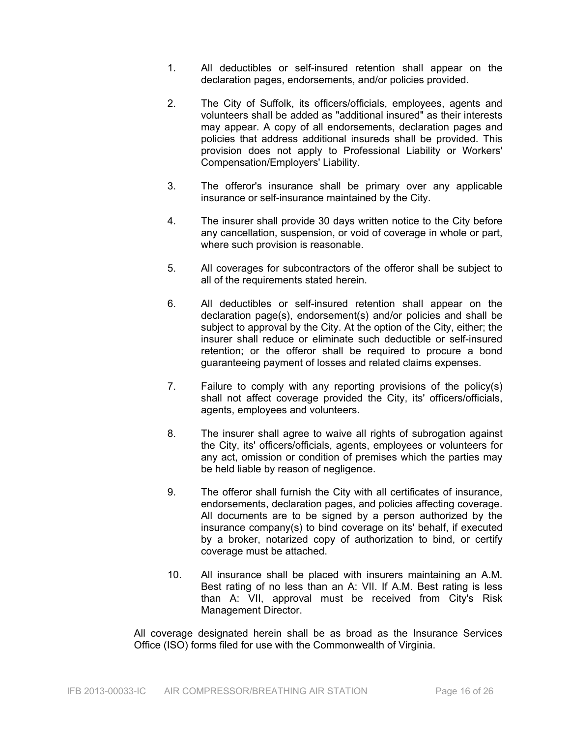1. All deductibles or self-insured retention shall appear on the declaration pages, endorsements, and/or policies provided.

2. The City of Suffolk, its officers/officials, employees, agents and volunteers shall be added as "additional insured" as their interests may appear. A copy of all endorsements, declaration pages and policies that address additional insureds shall be provided. This provision does not apply to Professional Liability or Workers' Compensation/Employers' Liability.

3. The offeror's insurance shall be primary over any applicable insurance or self-insurance maintained by the City.

4. The insurer shall provide 30 days written notice to the City before any cancellation, suspension, or void of coverage in whole or part, where such provision is reasonable.

5. All coverages for subcontractors of the offeror shall be subject to all of the requirements stated herein.

6. All deductibles or self-insured retention shall appear on the declaration page(s), endorsement(s) and/or policies and shall be subject to approval by the City. At the option of the City, either; the insurer shall reduce or eliminate such deductible or self-insured retention; or the offeror shall be required to procure a bond guaranteeing payment of losses and related claims expenses.

7. Failure to comply with any reporting provisions of the policy(s) shall not affect coverage provided the City, its' officers/officials, agents, employees and volunteers.

8. The insurer shall agree to waive all rights of subrogation against the City, its' officers/officials, agents, employees or volunteers for any act, omission or condition of premises which the parties may be held liable by reason of negligence.

9. The offeror shall furnish the City with all certificates of insurance, endorsements, declaration pages, and policies affecting coverage. All documents are to be signed by a person authorized by the insurance company(s) to bind coverage on its' behalf, if executed by a broker, notarized copy of authorization to bind, or certify coverage must be attached.

10. All insurance shall be placed with insurers maintaining an A.M. Best rating of no less than an A: VII. If A.M. Best rating is less than A: VII, approval must be received from City's Risk Management Director.

All coverage designated herein shall be as broad as the Insurance Services Office (ISO) forms filed for use with the Commonwealth of Virginia.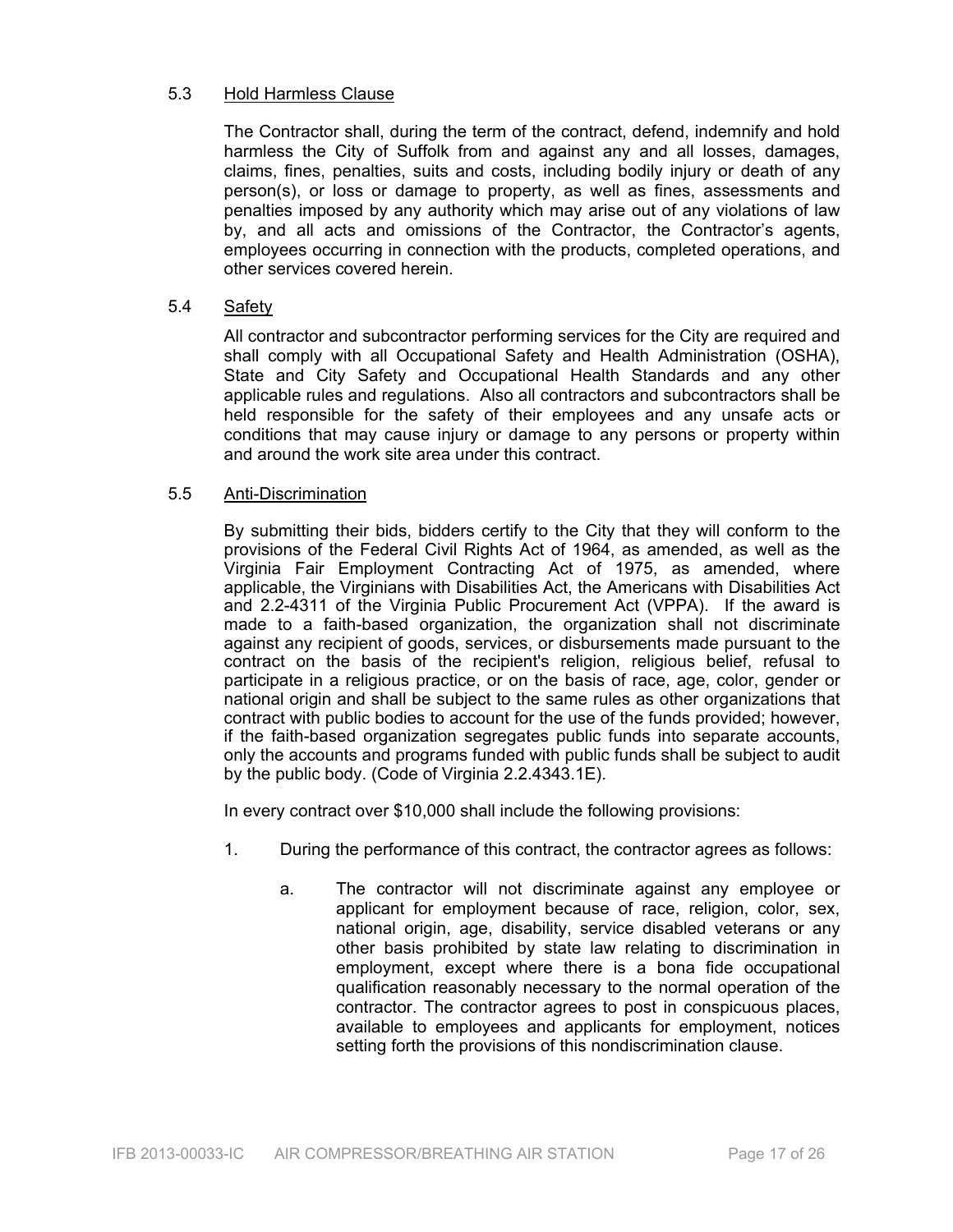### 5.3 Hold Harmless Clause

The Contractor shall, during the term of the contract, defend, indemnify and hold harmless the City of Suffolk from and against any and all losses, damages, claims, fines, penalties, suits and costs, including bodily injury or death of any person(s), or loss or damage to property, as well as fines, assessments and penalties imposed by any authority which may arise out of any violations of law by, and all acts and omissions of the Contractor, the Contractor's agents, employees occurring in connection with the products, completed operations, and other services covered herein.

### 5.4 Safety

All contractor and subcontractor performing services for the City are required and shall comply with all Occupational Safety and Health Administration (OSHA), State and City Safety and Occupational Health Standards and any other applicable rules and regulations. Also all contractors and subcontractors shall be held responsible for the safety of their employees and any unsafe acts or conditions that may cause injury or damage to any persons or property within and around the work site area under this contract.

### 5.5 Anti-Discrimination

By submitting their bids, bidders certify to the City that they will conform to the provisions of the Federal Civil Rights Act of 1964, as amended, as well as the Virginia Fair Employment Contracting Act of 1975, as amended, where applicable, the Virginians with Disabilities Act, the Americans with Disabilities Act and 2.2-4311 of the Virginia Public Procurement Act (VPPA). If the award is made to a faith-based organization, the organization shall not discriminate against any recipient of goods, services, or disbursements made pursuant to the contract on the basis of the recipient's religion, religious belief, refusal to participate in a religious practice, or on the basis of race, age, color, gender or national origin and shall be subject to the same rules as other organizations that contract with public bodies to account for the use of the funds provided; however, if the faith-based organization segregates public funds into separate accounts, only the accounts and programs funded with public funds shall be subject to audit by the public body. (Code of Virginia 2.2.4343.1E).

In every contract over $10,000 shall include the following provisions:

1. During the performance of this contract, the contractor agrees as follows:

   a. The contractor will not discriminate against any employee or applicant for employment because of race, religion, color, sex, national origin, age, disability, service disabled veterans or any other basis prohibited by state law relating to discrimination in employment, except where there is a bona fide occupational qualification reasonably necessary to the normal operation of the contractor. The contractor agrees to post in conspicuous places, available to employees and applicants for employment, notices setting forth the provisions of this nondiscrimination clause.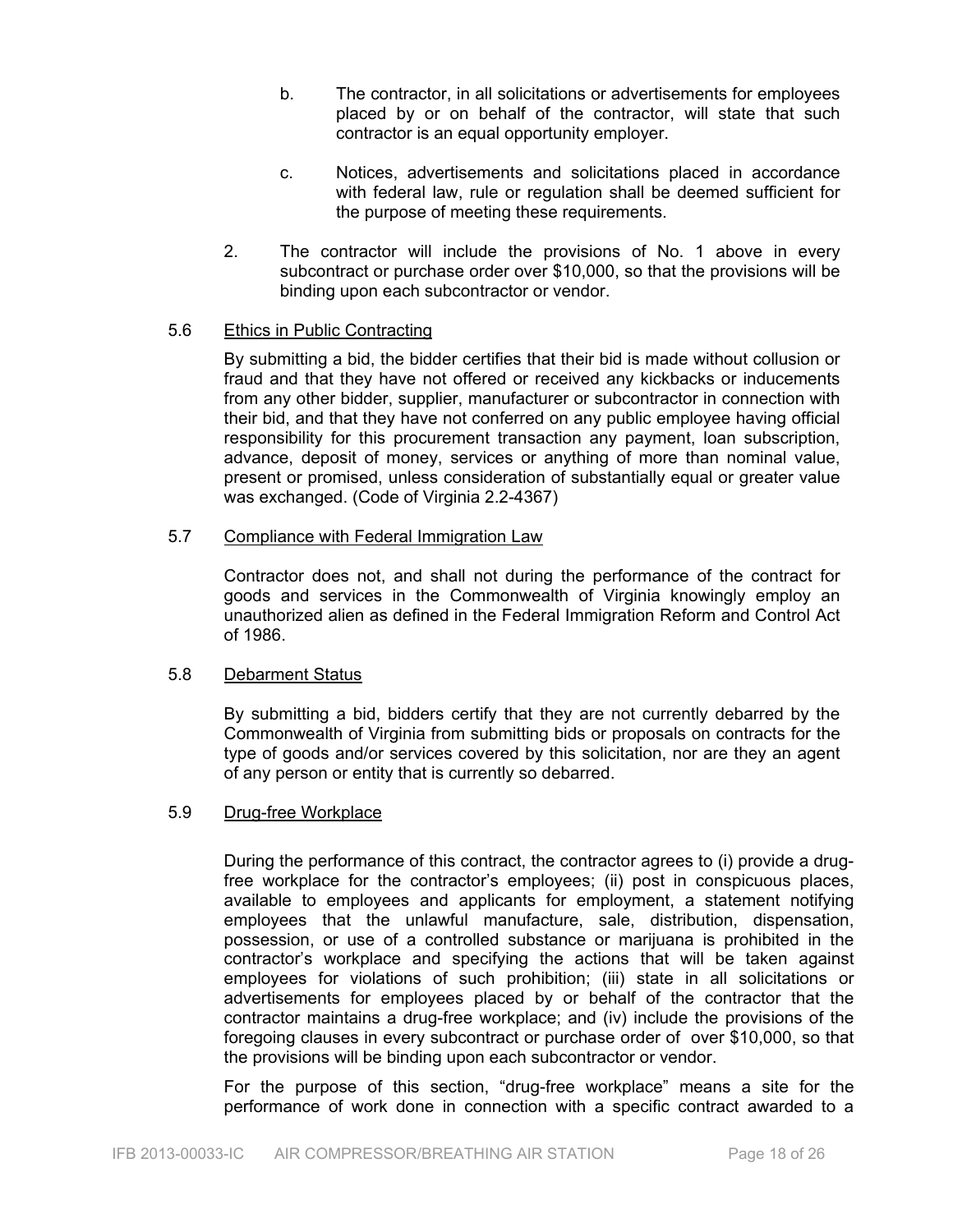b. The contractor, in all solicitations or advertisements for employees placed by or on behalf of the contractor, will state that such contractor is an equal opportunity employer.

c. Notices, advertisements and solicitations placed in accordance with federal law, rule or regulation shall be deemed sufficient for the purpose of meeting these requirements.

2. The contractor will include the provisions of No. 1 above in every subcontract or purchase order over $10,000, so that the provisions will be binding upon each subcontractor or vendor.

### 5.6 Ethics in Public Contracting

By submitting a bid, the bidder certifies that their bid is made without collusion or fraud and that they have not offered or received any kickbacks or inducements from any other bidder, supplier, manufacturer or subcontractor in connection with their bid, and that they have not conferred on any public employee having official responsibility for this procurement transaction any payment, loan subscription, advance, deposit of money, services or anything of more than nominal value, present or promised, unless consideration of substantially equal or greater value was exchanged. (Code of Virginia 2.2-4367)

### 5.7 Compliance with Federal Immigration Law

Contractor does not, and shall not during the performance of the contract for goods and services in the Commonwealth of Virginia knowingly employ an unauthorized alien as defined in the Federal Immigration Reform and Control Act of 1986.

### 5.8 Debarment Status

By submitting a bid, bidders certify that they are not currently debarred by the Commonwealth of Virginia from submitting bids or proposals on contracts for the type of goods and/or services covered by this solicitation, nor are they an agent of any person or entity that is currently so debarred.

### 5.9 Drug-free Workplace

During the performance of this contract, the contractor agrees to (i) provide a drug-free workplace for the contractor's employees; (ii) post in conspicuous places, available to employees and applicants for employment, a statement notifying employees that the unlawful manufacture, sale, distribution, dispensation, possession, or use of a controlled substance or marijuana is prohibited in the contractor's workplace and specifying the actions that will be taken against employees for violations of such prohibition; (iii) state in all solicitations or advertisements for employees placed by or behalf of the contractor that the contractor maintains a drug-free workplace; and (iv) include the provisions of the foregoing clauses in every subcontract or purchase order of over $10,000, so that the provisions will be binding upon each subcontractor or vendor.

For the purpose of this section, "drug-free workplace" means a site for the performance of work done in connection with a specific contract awarded to a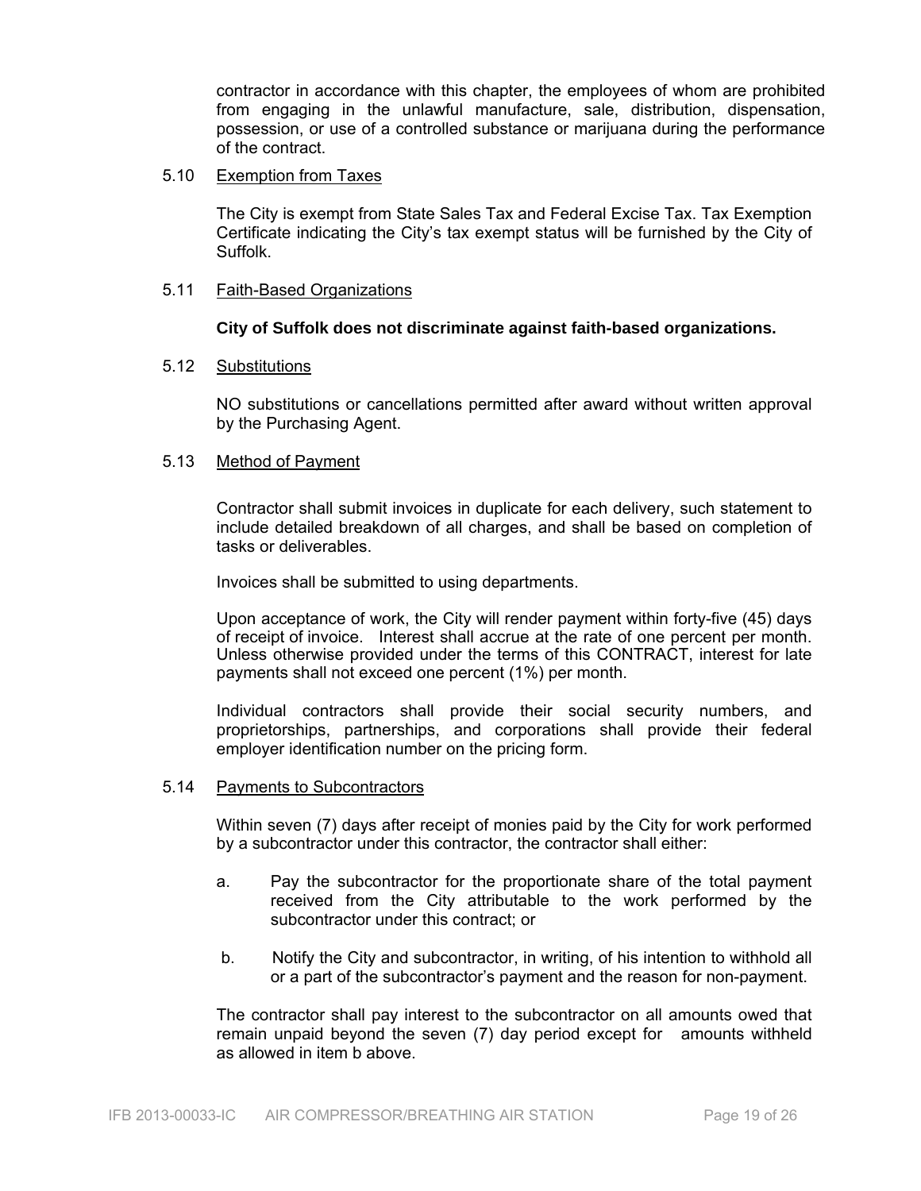contractor in accordance with this chapter, the employees of whom are prohibited from engaging in the unlawful manufacture, sale, distribution, dispensation, possession, or use of a controlled substance or marijuana during the performance of the contract.

5.10 Exemption from Taxes

The City is exempt from State Sales Tax and Federal Excise Tax. Tax Exemption Certificate indicating the City's tax exempt status will be furnished by the City of Suffolk.

5.11 Faith-Based Organizations

**City of Suffolk does not discriminate against faith-based organizations.**

5.12 Substitutions

NO substitutions or cancellations permitted after award without written approval by the Purchasing Agent.

5.13 Method of Payment

Contractor shall submit invoices in duplicate for each delivery, such statement to include detailed breakdown of all charges, and shall be based on completion of tasks or deliverables.

Invoices shall be submitted to using departments.

Upon acceptance of work, the City will render payment within forty-five (45) days of receipt of invoice. Interest shall accrue at the rate of one percent per month. Unless otherwise provided under the terms of this CONTRACT, interest for late payments shall not exceed one percent (1%) per month.

Individual contractors shall provide their social security numbers, and proprietorships, partnerships, and corporations shall provide their federal employer identification number on the pricing form.

5.14 Payments to Subcontractors

Within seven (7) days after receipt of monies paid by the City for work performed by a subcontractor under this contractor, the contractor shall either:

a. Pay the subcontractor for the proportionate share of the total payment received from the City attributable to the work performed by the subcontractor under this contract; or

b. Notify the City and subcontractor, in writing, of his intention to withhold all or a part of the subcontractor's payment and the reason for non-payment.

The contractor shall pay interest to the subcontractor on all amounts owed that remain unpaid beyond the seven (7) day period except for amounts withheld as allowed in item b above.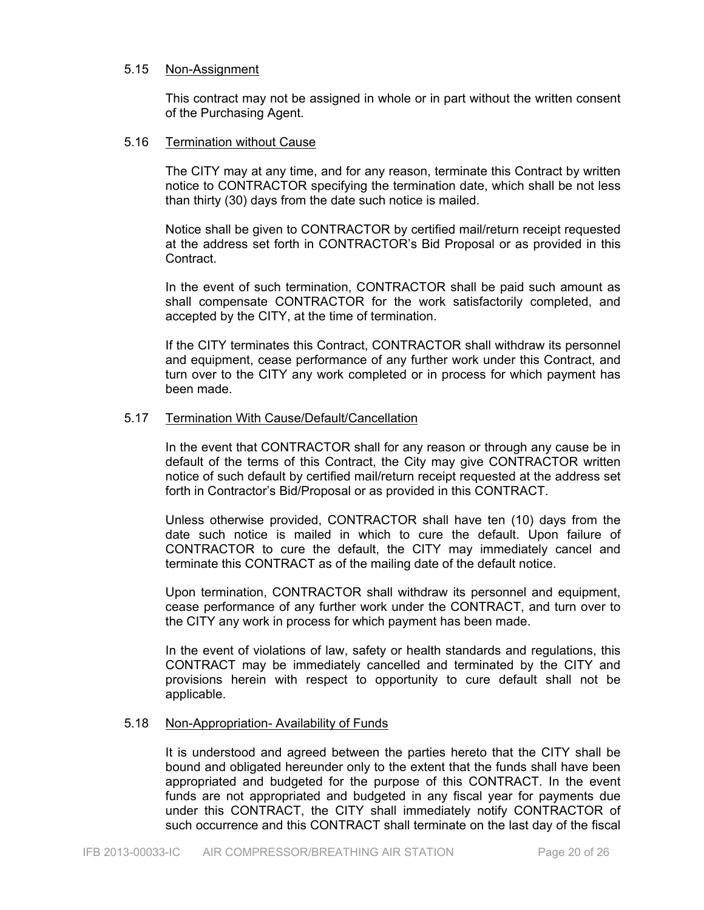5.15 Non-Assignment

This contract may not be assigned in whole or in part without the written consent of the Purchasing Agent.

5.16 Termination without Cause

The CITY may at any time, and for any reason, terminate this Contract by written notice to CONTRACTOR specifying the termination date, which shall be not less than thirty (30) days from the date such notice is mailed.

Notice shall be given to CONTRACTOR by certified mail/return receipt requested at the address set forth in CONTRACTOR's Bid Proposal or as provided in this Contract.

In the event of such termination, CONTRACTOR shall be paid such amount as shall compensate CONTRACTOR for the work satisfactorily completed, and accepted by the CITY, at the time of termination.

If the CITY terminates this Contract, CONTRACTOR shall withdraw its personnel and equipment, cease performance of any further work under this Contract, and turn over to the CITY any work completed or in process for which payment has been made.

5.17 Termination With Cause/Default/Cancellation

In the event that CONTRACTOR shall for any reason or through any cause be in default of the terms of this Contract, the City may give CONTRACTOR written notice of such default by certified mail/return receipt requested at the address set forth in Contractor's Bid/Proposal or as provided in this CONTRACT.

Unless otherwise provided, CONTRACTOR shall have ten (10) days from the date such notice is mailed in which to cure the default. Upon failure of CONTRACTOR to cure the default, the CITY may immediately cancel and terminate this CONTRACT as of the mailing date of the default notice.

Upon termination, CONTRACTOR shall withdraw its personnel and equipment, cease performance of any further work under the CONTRACT, and turn over to the CITY any work in process for which payment has been made.

In the event of violations of law, safety or health standards and regulations, this CONTRACT may be immediately cancelled and terminated by the CITY and provisions herein with respect to opportunity to cure default shall not be applicable.

5.18 Non-Appropriation- Availability of Funds

It is understood and agreed between the parties hereto that the CITY shall be bound and obligated hereunder only to the extent that the funds shall have been appropriated and budgeted for the purpose of this CONTRACT. In the event funds are not appropriated and budgeted in any fiscal year for payments due under this CONTRACT, the CITY shall immediately notify CONTRACTOR of such occurrence and this CONTRACT shall terminate on the last day of the fiscal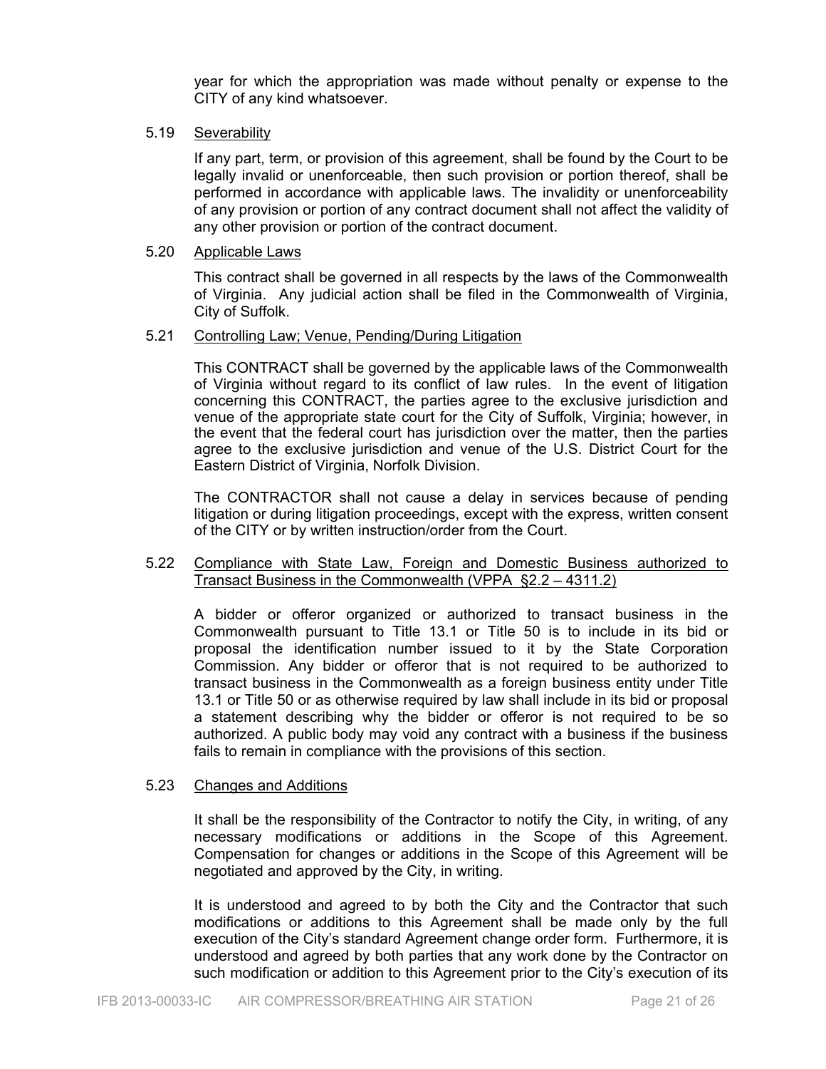year for which the appropriation was made without penalty or expense to the CITY of any kind whatsoever.

5.19 Severability

If any part, term, or provision of this agreement, shall be found by the Court to be legally invalid or unenforceable, then such provision or portion thereof, shall be performed in accordance with applicable laws. The invalidity or unenforceability of any provision or portion of any contract document shall not affect the validity of any other provision or portion of the contract document.

5.20 Applicable Laws

This contract shall be governed in all respects by the laws of the Commonwealth of Virginia. Any judicial action shall be filed in the Commonwealth of Virginia, City of Suffolk.

5.21 Controlling Law; Venue, Pending/During Litigation

This CONTRACT shall be governed by the applicable laws of the Commonwealth of Virginia without regard to its conflict of law rules. In the event of litigation concerning this CONTRACT, the parties agree to the exclusive jurisdiction and venue of the appropriate state court for the City of Suffolk, Virginia; however, in the event that the federal court has jurisdiction over the matter, then the parties agree to the exclusive jurisdiction and venue of the U.S. District Court for the Eastern District of Virginia, Norfolk Division.

The CONTRACTOR shall not cause a delay in services because of pending litigation or during litigation proceedings, except with the express, written consent of the CITY or by written instruction/order from the Court.

5.22 Compliance with State Law, Foreign and Domestic Business authorized to Transact Business in the Commonwealth (VPPA §2.2 – 4311.2)

A bidder or offeror organized or authorized to transact business in the Commonwealth pursuant to Title 13.1 or Title 50 is to include in its bid or proposal the identification number issued to it by the State Corporation Commission. Any bidder or offeror that is not required to be authorized to transact business in the Commonwealth as a foreign business entity under Title 13.1 or Title 50 or as otherwise required by law shall include in its bid or proposal a statement describing why the bidder or offeror is not required to be so authorized. A public body may void any contract with a business if the business fails to remain in compliance with the provisions of this section.

5.23 Changes and Additions

It shall be the responsibility of the Contractor to notify the City, in writing, of any necessary modifications or additions in the Scope of this Agreement. Compensation for changes or additions in the Scope of this Agreement will be negotiated and approved by the City, in writing.

It is understood and agreed to by both the City and the Contractor that such modifications or additions to this Agreement shall be made only by the full execution of the City's standard Agreement change order form. Furthermore, it is understood and agreed by both parties that any work done by the Contractor on such modification or addition to this Agreement prior to the City's execution of its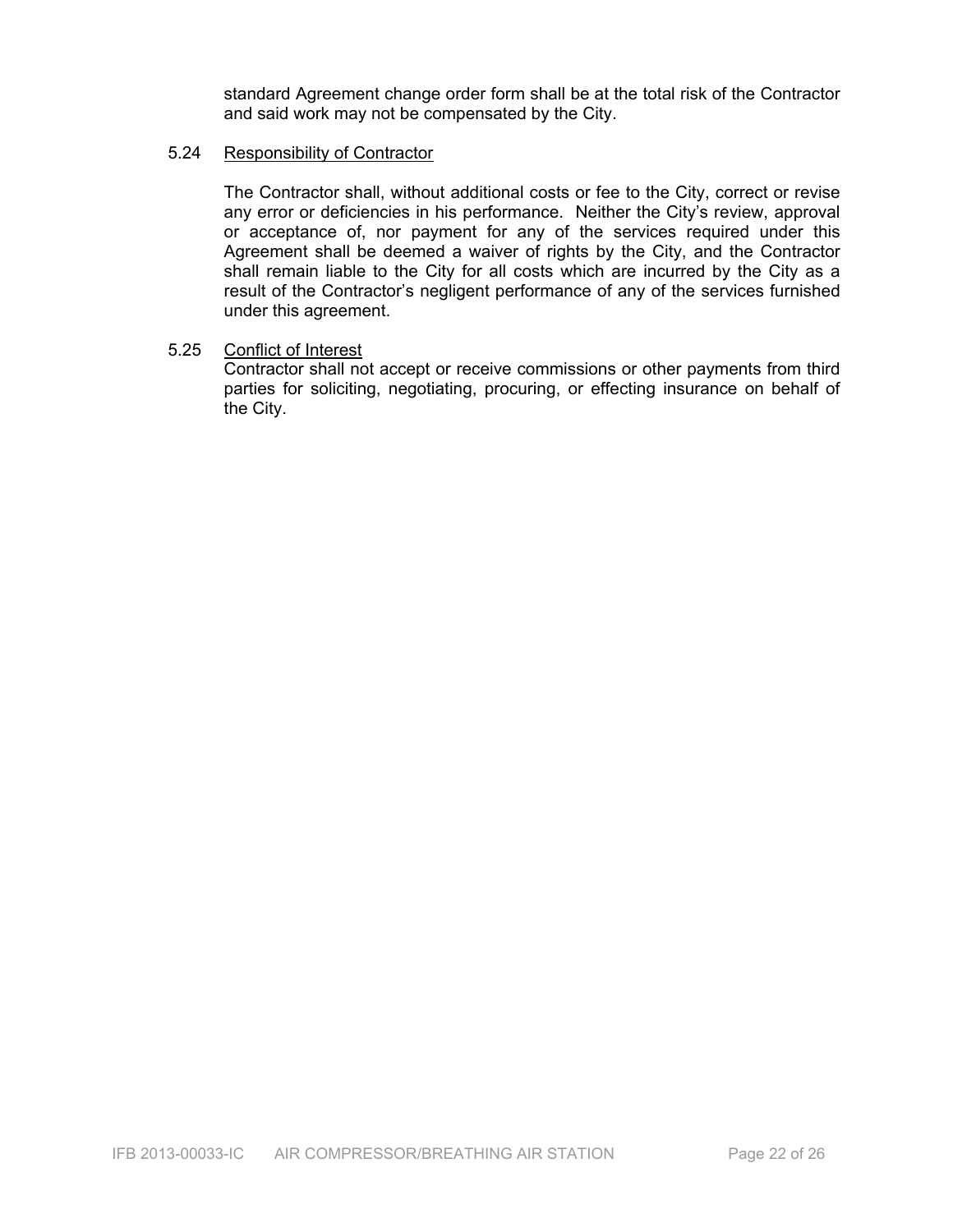standard Agreement change order form shall be at the total risk of the Contractor and said work may not be compensated by the City.

5.24 Responsibility of Contractor

The Contractor shall, without additional costs or fee to the City, correct or revise any error or deficiencies in his performance. Neither the City's review, approval or acceptance of, nor payment for any of the services required under this Agreement shall be deemed a waiver of rights by the City, and the Contractor shall remain liable to the City for all costs which are incurred by the City as a result of the Contractor's negligent performance of any of the services furnished under this agreement.

5.25 Conflict of Interest

Contractor shall not accept or receive commissions or other payments from third parties for soliciting, negotiating, procuring, or effecting insurance on behalf of the City.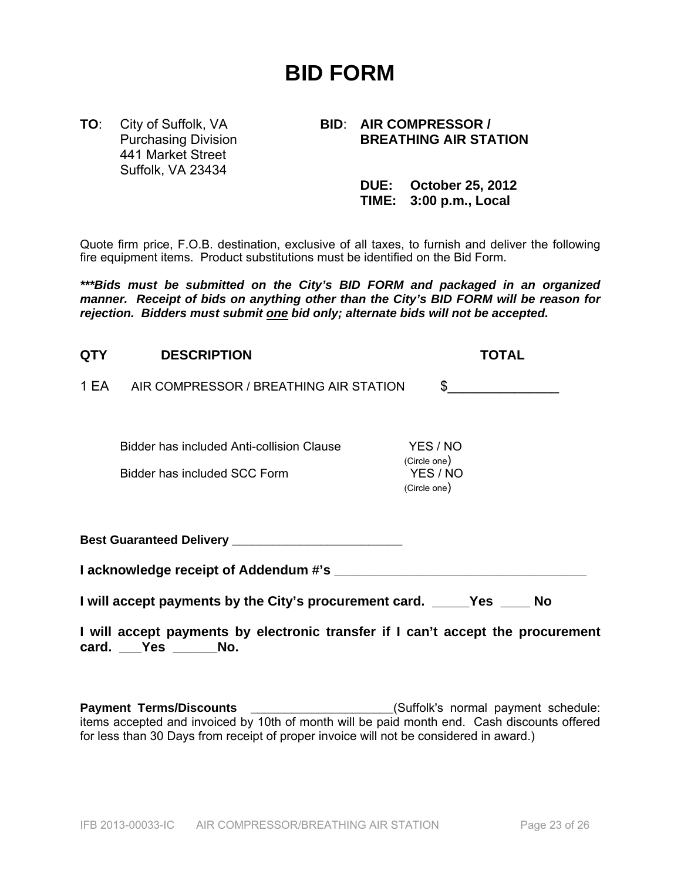# BID FORM

**TO**: City of Suffolk, VA
Purchasing Division
441 Market Street
Suffolk, VA 23434

**BID**: **AIR COMPRESSOR / BREATHING AIR STATION**

**DUE: October 25, 2012**
**TIME: 3:00 p.m., Local**

Quote firm price, F.O.B. destination, exclusive of all taxes, to furnish and deliver the following fire equipment items. Product substitutions must be identified on the Bid Form.

***\*\*\*Bids must be submitted on the City's BID FORM and packaged in an organized manner. Receipt of bids on anything other than the City's BID FORM will be reason for rejection. Bidders must submit <u>one</u> bid only; alternate bids will not be accepted.***

| QTY | DESCRIPTION | TOTAL |
|---|---|---|
| 1 EA | AIR COMPRESSOR / BREATHING AIR STATION | $_______________ |

Bidder has included Anti-collision Clause YES / NO (Circle one)

Bidder has included SCC Form YES / NO (Circle one)

**Best Guaranteed Delivery _________________________**

**I acknowledge receipt of Addendum #'s ___________________________________**

**I will accept payments by the City's procurement card. _____Yes ____ No**

**I will accept payments by electronic transfer if I can't accept the procurement card. ___Yes ______No.**

**Payment Terms/Discounts** _____________________(Suffolk's normal payment schedule: items accepted and invoiced by 10th of month will be paid month end. Cash discounts offered for less than 30 Days from receipt of proper invoice will not be considered in award.)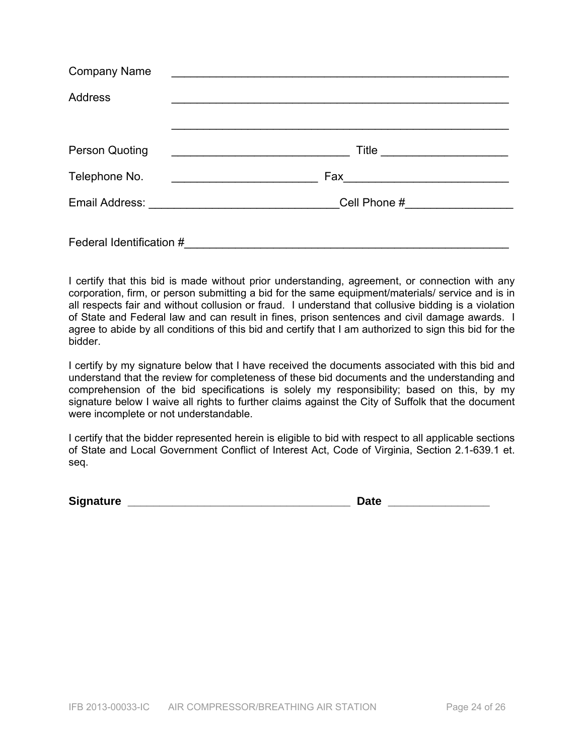Company Name \_\_\_\_\_\_\_\_\_\_\_\_\_\_\_\_\_\_\_\_\_\_\_\_\_\_\_\_\_\_\_\_\_\_\_\_\_\_\_\_\_\_\_\_\_\_\_\_\_\_\_\_

Address \_\_\_\_\_\_\_\_\_\_\_\_\_\_\_\_\_\_\_\_\_\_\_\_\_\_\_\_\_\_\_\_\_\_\_\_\_\_\_\_\_\_\_\_\_\_\_\_\_\_\_\_

\_\_\_\_\_\_\_\_\_\_\_\_\_\_\_\_\_\_\_\_\_\_\_\_\_\_\_\_\_\_\_\_\_\_\_\_\_\_\_\_\_\_\_\_\_\_\_\_\_\_\_\_

Person Quoting \_\_\_\_\_\_\_\_\_\_\_\_\_\_\_\_\_\_\_\_\_\_\_\_\_\_\_\_ Title \_\_\_\_\_\_\_\_\_\_\_\_\_\_\_\_\_\_\_\_

Telephone No. \_\_\_\_\_\_\_\_\_\_\_\_\_\_\_\_\_\_\_\_\_\_\_ Fax\_\_\_\_\_\_\_\_\_\_\_\_\_\_\_\_\_\_\_\_\_\_\_\_\_\_

Email Address: \_\_\_\_\_\_\_\_\_\_\_\_\_\_\_\_\_\_\_\_\_\_\_\_\_\_\_\_\_\_Cell Phone #\_\_\_\_\_\_\_\_\_\_\_\_\_\_\_\_\_

Federal Identification #\_\_\_\_\_\_\_\_\_\_\_\_\_\_\_\_\_\_\_\_\_\_\_\_\_\_\_\_\_\_\_\_\_\_\_\_\_\_\_\_\_\_\_\_\_\_\_\_\_\_

I certify that this bid is made without prior understanding, agreement, or connection with any corporation, firm, or person submitting a bid for the same equipment/materials/ service and is in all respects fair and without collusion or fraud. I understand that collusive bidding is a violation of State and Federal law and can result in fines, prison sentences and civil damage awards. I agree to abide by all conditions of this bid and certify that I am authorized to sign this bid for the bidder.

I certify by my signature below that I have received the documents associated with this bid and understand that the review for completeness of these bid documents and the understanding and comprehension of the bid specifications is solely my responsibility; based on this, by my signature below I waive all rights to further claims against the City of Suffolk that the document were incomplete or not understandable.

I certify that the bidder represented herein is eligible to bid with respect to all applicable sections of State and Local Government Conflict of Interest Act, Code of Virginia, Section 2.1-639.1 et. seq.

**Signature** \_\_\_\_\_\_\_\_\_\_\_\_\_\_\_\_\_\_\_\_\_\_\_\_\_\_\_\_\_\_\_\_\_\_\_\_ **Date** \_\_\_\_\_\_\_\_\_\_\_\_\_\_\_\_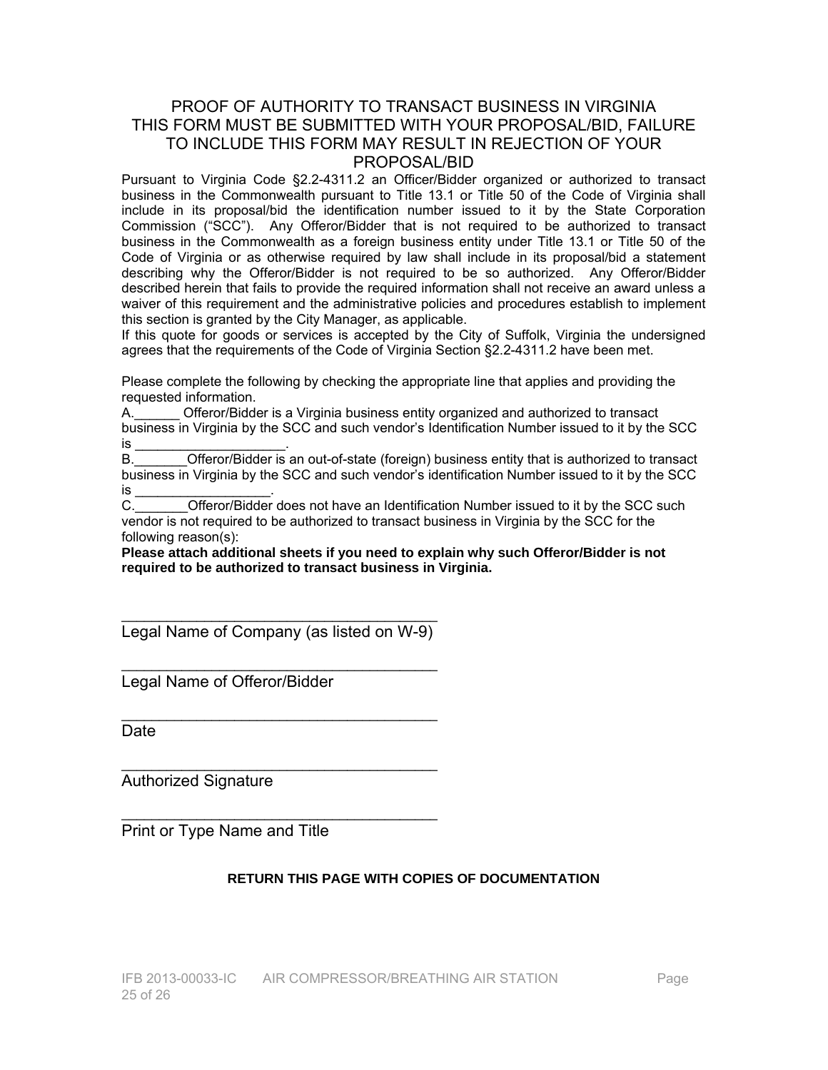# PROOF OF AUTHORITY TO TRANSACT BUSINESS IN VIRGINIA THIS FORM MUST BE SUBMITTED WITH YOUR PROPOSAL/BID, FAILURE TO INCLUDE THIS FORM MAY RESULT IN REJECTION OF YOUR PROPOSAL/BID

Pursuant to Virginia Code §2.2-4311.2 an Officer/Bidder organized or authorized to transact business in the Commonwealth pursuant to Title 13.1 or Title 50 of the Code of Virginia shall include in its proposal/bid the identification number issued to it by the State Corporation Commission ("SCC"). Any Offeror/Bidder that is not required to be authorized to transact business in the Commonwealth as a foreign business entity under Title 13.1 or Title 50 of the Code of Virginia or as otherwise required by law shall include in its proposal/bid a statement describing why the Offeror/Bidder is not required to be so authorized. Any Offeror/Bidder described herein that fails to provide the required information shall not receive an award unless a waiver of this requirement and the administrative policies and procedures establish to implement this section is granted by the City Manager, as applicable.

If this quote for goods or services is accepted by the City of Suffolk, Virginia the undersigned agrees that the requirements of the Code of Virginia Section §2.2-4311.2 have been met.

Please complete the following by checking the appropriate line that applies and providing the requested information.

A.______ Offeror/Bidder is a Virginia business entity organized and authorized to transact business in Virginia by the SCC and such vendor's Identification Number issued to it by the SCC is ____________________.

B._______Offeror/Bidder is an out-of-state (foreign) business entity that is authorized to transact business in Virginia by the SCC and such vendor's identification Number issued to it by the SCC is __________________.

C._______Offeror/Bidder does not have an Identification Number issued to it by the SCC such vendor is not required to be authorized to transact business in Virginia by the SCC for the following reason(s):

**Please attach additional sheets if you need to explain why such Offeror/Bidder is not required to be authorized to transact business in Virginia.**

_____________________________________
Legal Name of Company (as listed on W-9)

_____________________________________
Legal Name of Offeror/Bidder

_____________________________________
Date

_____________________________________
Authorized Signature

_____________________________________
Print or Type Name and Title

**RETURN THIS PAGE WITH COPIES OF DOCUMENTATION**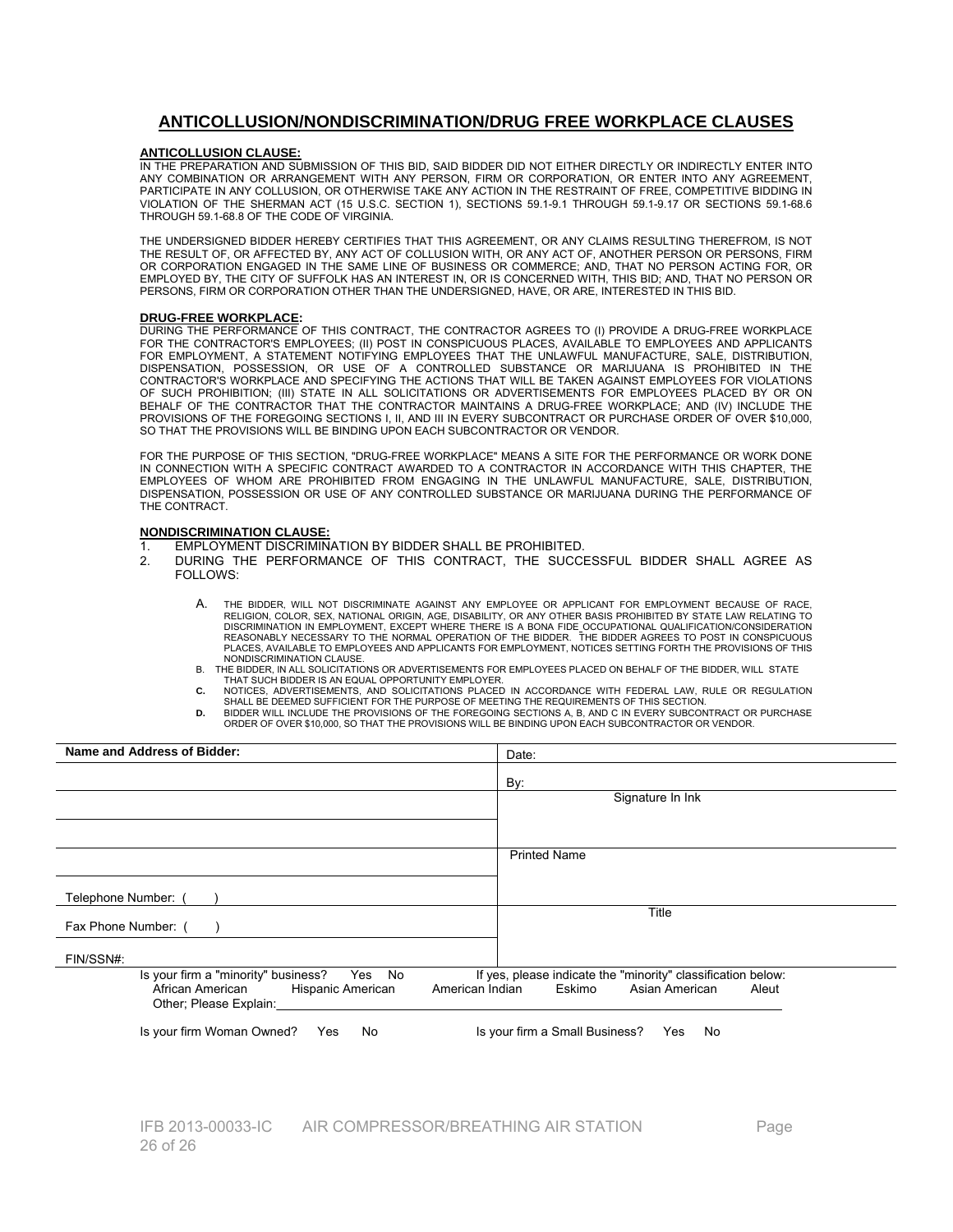## ANTICOLLUSION/NONDISCRIMINATION/DRUG FREE WORKPLACE CLAUSES

**ANTICOLLUSION CLAUSE:**

IN THE PREPARATION AND SUBMISSION OF THIS BID, SAID BIDDER DID NOT EITHER DIRECTLY OR INDIRECTLY ENTER INTO ANY COMBINATION OR ARRANGEMENT WITH ANY PERSON, FIRM OR CORPORATION, OR ENTER INTO ANY AGREEMENT, PARTICIPATE IN ANY COLLUSION, OR OTHERWISE TAKE ANY ACTION IN THE RESTRAINT OF FREE, COMPETITIVE BIDDING IN VIOLATION OF THE SHERMAN ACT (15 U.S.C. SECTION 1), SECTIONS 59.1-9.1 THROUGH 59.1-9.17 OR SECTIONS 59.1-68.6 THROUGH 59.1-68.8 OF THE CODE OF VIRGINIA.

THE UNDERSIGNED BIDDER HEREBY CERTIFIES THAT THIS AGREEMENT, OR ANY CLAIMS RESULTING THEREFROM, IS NOT THE RESULT OF, OR AFFECTED BY, ANY ACT OF COLLUSION WITH, OR ANY ACT OF, ANOTHER PERSON OR PERSONS, FIRM OR CORPORATION ENGAGED IN THE SAME LINE OF BUSINESS OR COMMERCE; AND, THAT NO PERSON ACTING FOR, OR EMPLOYED BY, THE CITY OF SUFFOLK HAS AN INTEREST IN, OR IS CONCERNED WITH, THIS BID; AND, THAT NO PERSON OR PERSONS, FIRM OR CORPORATION OTHER THAN THE UNDERSIGNED, HAVE, OR ARE, INTERESTED IN THIS BID.

**DRUG-FREE WORKPLACE:**

DURING THE PERFORMANCE OF THIS CONTRACT, THE CONTRACTOR AGREES TO (I) PROVIDE A DRUG-FREE WORKPLACE FOR THE CONTRACTOR'S EMPLOYEES; (II) POST IN CONSPICUOUS PLACES, AVAILABLE TO EMPLOYEES AND APPLICANTS FOR EMPLOYMENT, A STATEMENT NOTIFYING EMPLOYEES THAT THE UNLAWFUL MANUFACTURE, SALE, DISTRIBUTION, DISPENSATION, POSSESSION, OR USE OF A CONTROLLED SUBSTANCE OR MARIJUANA IS PROHIBITED IN THE CONTRACTOR'S WORKPLACE AND SPECIFYING THE ACTIONS THAT WILL BE TAKEN AGAINST EMPLOYEES FOR VIOLATIONS OF SUCH PROHIBITION; (III) STATE IN ALL SOLICITATIONS OR ADVERTISEMENTS FOR EMPLOYEES PLACED BY OR ON BEHALF OF THE CONTRACTOR THAT THE CONTRACTOR MAINTAINS A DRUG-FREE WORKPLACE; AND (IV) INCLUDE THE PROVISIONS OF THE FOREGOING SECTIONS I, II, AND III IN EVERY SUBCONTRACT OR PURCHASE ORDER OF OVER $10,000, SO THAT THE PROVISIONS WILL BE BINDING UPON EACH SUBCONTRACTOR OR VENDOR.

FOR THE PURPOSE OF THIS SECTION, "DRUG-FREE WORKPLACE" MEANS A SITE FOR THE PERFORMANCE OR WORK DONE IN CONNECTION WITH A SPECIFIC CONTRACT AWARDED TO A CONTRACTOR IN ACCORDANCE WITH THIS CHAPTER, THE EMPLOYEES OF WHOM ARE PROHIBITED FROM ENGAGING IN THE UNLAWFUL MANUFACTURE, SALE, DISTRIBUTION, DISPENSATION, POSSESSION OR USE OF ANY CONTROLLED SUBSTANCE OR MARIJUANA DURING THE PERFORMANCE OF THE CONTRACT.

**NONDISCRIMINATION CLAUSE:**

1. EMPLOYMENT DISCRIMINATION BY BIDDER SHALL BE PROHIBITED.
2. DURING THE PERFORMANCE OF THIS CONTRACT, THE SUCCESSFUL BIDDER SHALL AGREE AS FOLLOWS:

   A. THE BIDDER, WILL NOT DISCRIMINATE AGAINST ANY EMPLOYEE OR APPLICANT FOR EMPLOYMENT BECAUSE OF RACE, RELIGION, COLOR, SEX, NATIONAL ORIGIN, AGE, DISABILITY, OR ANY OTHER BASIS PROHIBITED BY STATE LAW RELATING TO DISCRIMINATION IN EMPLOYMENT, EXCEPT WHERE THERE IS A BONA FIDE OCCUPATIONAL QUALIFICATION/CONSIDERATION REASONABLY NECESSARY TO THE NORMAL OPERATION OF THE BIDDER. THE BIDDER AGREES TO POST IN CONSPICUOUS PLACES, AVAILABLE TO EMPLOYEES AND APPLICANTS FOR EMPLOYMENT, NOTICES SETTING FORTH THE PROVISIONS OF THIS NONDISCRIMINATION CLAUSE.

   B. THE BIDDER, IN ALL SOLICITATIONS OR ADVERTISEMENTS FOR EMPLOYEES PLACED ON BEHALF OF THE BIDDER, WILL STATE THAT SUCH BIDDER IS AN EQUAL OPPORTUNITY EMPLOYER.

   **C.** NOTICES, ADVERTISEMENTS, AND SOLICITATIONS PLACED IN ACCORDANCE WITH FEDERAL LAW, RULE OR REGULATION SHALL BE DEEMED SUFFICIENT FOR THE PURPOSE OF MEETING THE REQUIREMENTS OF THIS SECTION.

   **D.** BIDDER WILL INCLUDE THE PROVISIONS OF THE FOREGOING SECTIONS A, B, AND C IN EVERY SUBCONTRACT OR PURCHASE ORDER OF OVER $10,000, SO THAT THE PROVISIONS WILL BE BINDING UPON EACH SUBCONTRACTOR OR VENDOR.

| **Name and Address of Bidder:** | Date: |
|---|---|
| | By: |
| | Signature In Ink |
| | |
| | Printed Name |
| Telephone Number: (     ) | |
| Fax Phone Number: (     ) | Title |
| FIN/SSN#: | |

Is your firm a "minority" business? Yes No     If yes, please indicate the "minority" classification below:

African American     Hispanic American     American Indian     Eskimo     Asian American     Aleut

Other; Please Explain: ____________________

Is your firm Woman Owned? Yes No     Is your firm a Small Business? Yes No

IFB 2013-00033-IC AIR COMPRESSOR/BREATHING AIR STATION